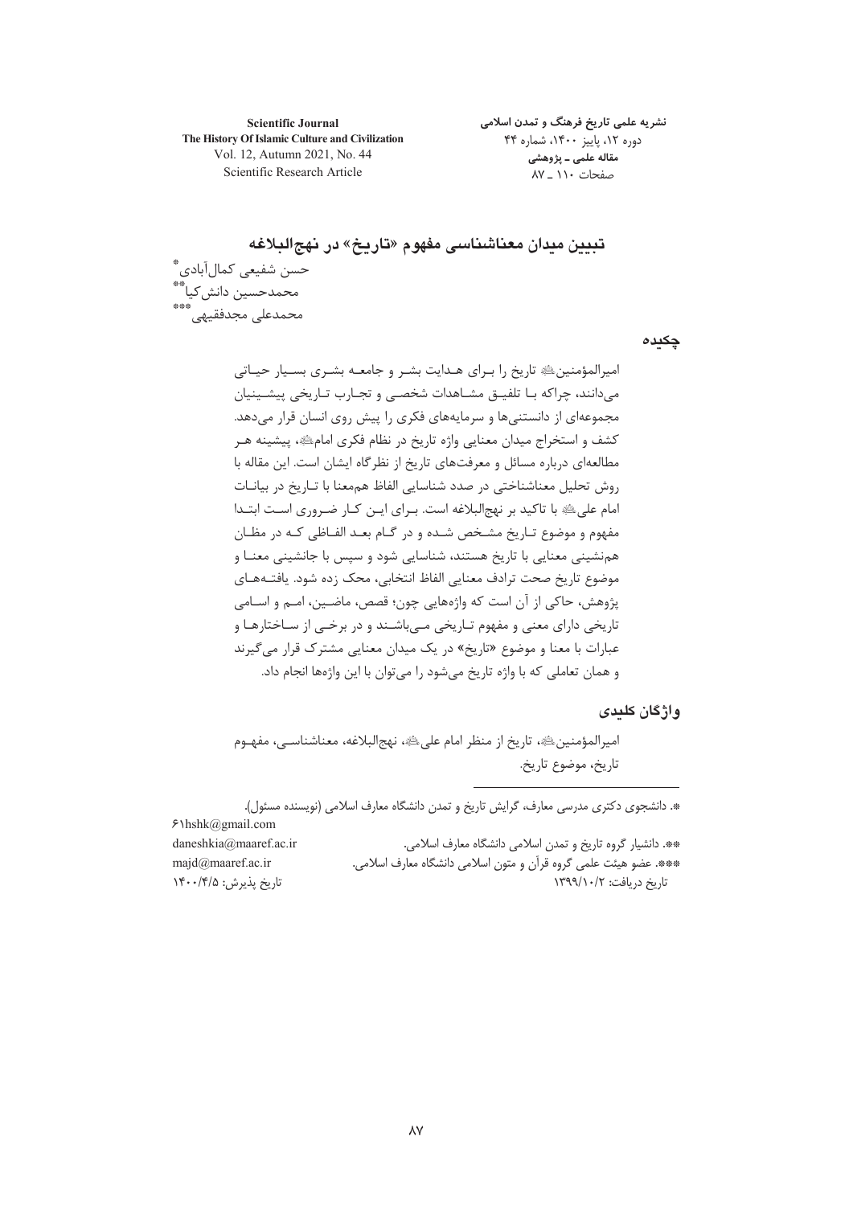**Scientific Journal**
**The History Of Islamic Culture and Civilization**
Vol. 12, Autumn 2021, No. 44
Scientific Research Article

**نشریه علمی تاریخ فرهنگ و تمدن اسلامی**
دوره ۱۲، پاییز ۱۴۰۰، شماره ۴۴
**مقاله علمی ـ پژوهشی**
صفحات ۱۱۰ ـ ۸۷

# تبیین میدان معناشناسی مفهوم «تاریخ» در نهج‌البلاغه

حسن شفیعی کمال‌آبادی[*]
محمدحسین دانش‌کیا[**]
محمدعلی مجدفقیهی[***]

## چکیده

امیرالمؤمنین علیه‌السلام تاریخ را برای هدایت بشر و جامعه بشری بسیار حیاتی می‌دانند، چراکه با تلفیق مشاهدات شخصی و تجارب تاریخی پیشینیان مجموعه‌ای از دانستنی‌ها و سرمایه‌های فکری را پیش روی انسان قرار می‌دهد. کشف و استخراج میدان معنایی واژه تاریخ در نظام فکری امام علیه‌السلام، پیشینه هر مطالعه‌ای درباره مسائل و معرفت‌های تاریخ از نظرگاه ایشان است. این مقاله با روش تحلیل معناشناختی در صدد شناسایی الفاظ هم‌معنا با تاریخ در بیانات امام علی علیه‌السلام با تاکید بر نهج‌البلاغه است. برای این کار ضروری است ابتدا مفهوم و موضوع تاریخ مشخص شده و در گام بعد الفاظی که در مظان هم‌نشینی معنایی با تاریخ هستند، شناسایی شود و سپس با جانشینی معنا و موضوع تاریخ صحت ترادف معنایی الفاظ انتخابی، محک زده شود. یافته‌های پژوهش، حاکی از آن است که واژه‌هایی چون؛ قصص، ماضین، امم و اسامی تاریخی دارای معنی و مفهوم تاریخی می‌باشند و در برخی از ساختارها و عبارات با معنا و موضوع «تاریخ» در یک میدان معنایی مشترک قرار می‌گیرند و همان تعاملی که با واژه تاریخ می‌شود را می‌توان با این واژه‌ها انجام داد.

## واژگان کلیدی

امیرالمؤمنین علیه‌السلام، تاریخ از منظر امام علی علیه‌السلام، نهج‌البلاغه، معناشناسی، مفهوم تاریخ، موضوع تاریخ.

---

*. دانشجوی دکتری مدرسی معارف، گرایش تاریخ و تمدن دانشگاه معارف اسلامی (نویسنده مسئول).
61hshk@gmail.com

**. دانشیار گروه تاریخ و تمدن اسلامی دانشگاه معارف اسلامی.
daneshkia@maaref.ac.ir

***. عضو هیئت علمی گروه قرآن و متون اسلامی دانشگاه معارف اسلامی.
majd@maaref.ac.ir

تاریخ دریافت: ۱۳۹۹/۱۰/۲
تاریخ پذیرش: ۱۴۰۰/۴/۵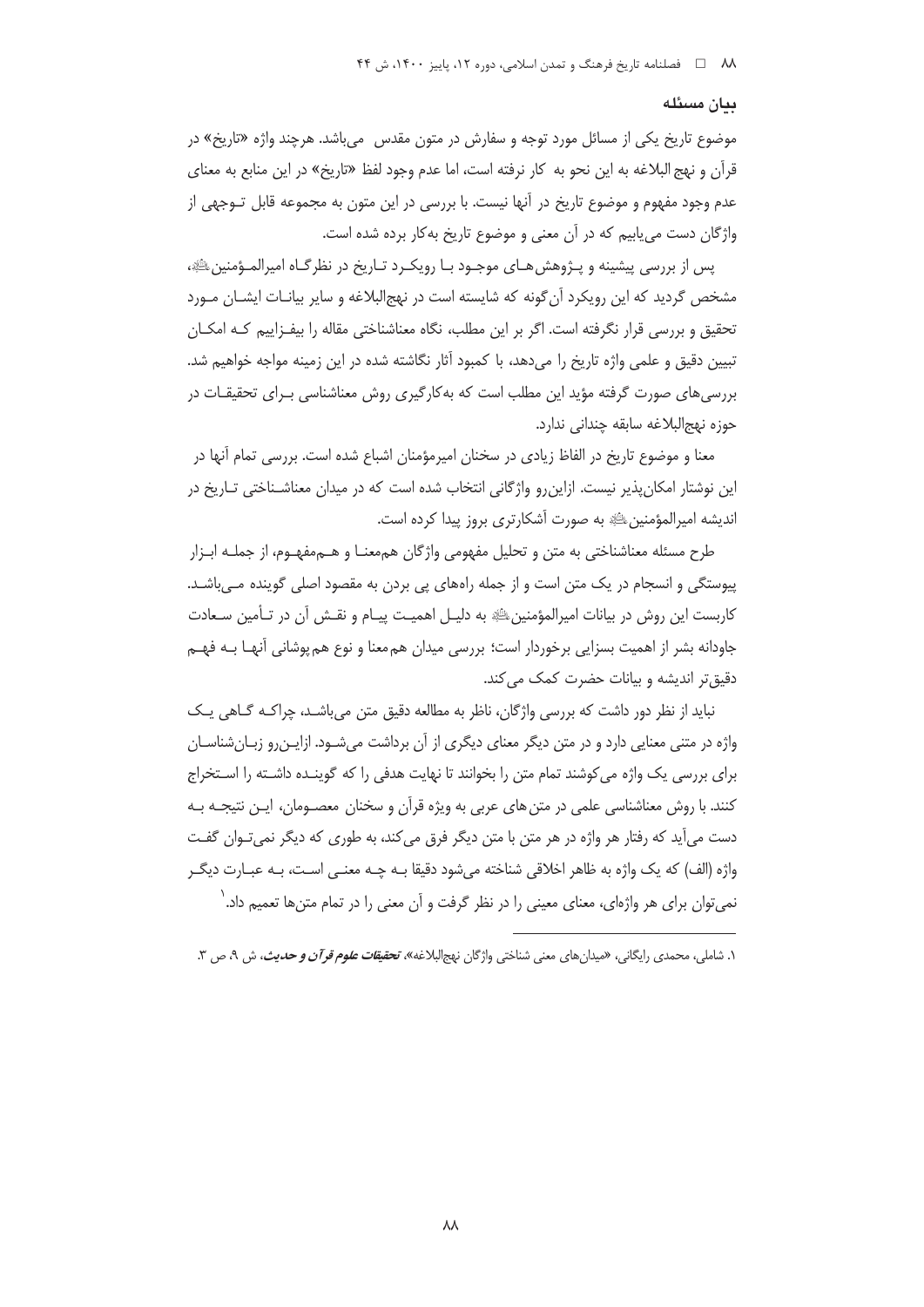## بیان مسئله

موضوع تاریخ یکی از مسائل مورد توجه و سفارش در متون مقدس می‌باشد. هرچند واژه «تاریخ» در قرآن و نهج البلاغه به این نحو به کار نرفته است، اما عدم وجود لفظ «تاریخ» در این منابع به معنای عدم وجود مفهوم و موضوع تاریخ در آنها نیست. با بررسی در این متون به مجموعه قابل توجهی از واژگان دست می‌یابیم که در آن معنی و موضوع تاریخ به‌کار برده شده است.

پس از بررسی پیشینه و پژوهش‌های موجود با رویکرد تاریخ در نظرگاه امیرالمؤمنین‌ﷺ، مشخص گردید که این رویکرد آن‌گونه که شایسته است در نهج‌البلاغه و سایر بیانات ایشان مورد تحقیق و بررسی قرار نگرفته است. اگر بر این مطلب، نگاه معناشناختی مقاله را بیفزاییم که امکان تبیین دقیق و علمی واژه تاریخ را می‌دهد، با کمبود آثار نگاشته شده در این زمینه مواجه خواهیم شد. بررسی‌های صورت گرفته مؤید این مطلب است که به‌کارگیری روش معناشناسی برای تحقیقات در حوزه نهج‌البلاغه سابقه چندانی ندارد.

معنا و موضوع تاریخ در الفاظ زیادی در سخنان امیرمؤمنان اشباع شده است. بررسی تمام آنها در این نوشتار امکان‌پذیر نیست. ازاین‌رو واژگانی انتخاب شده است که در میدان معناشناختی تاریخ در اندیشه امیرالمؤمنین‌ﷺ به صورت آشکارتری بروز پیدا کرده است.

طرح مسئله معناشناختی به متن و تحلیل مفهومی واژگان هم‌معنا و هم‌مفهوم، از جمله ابزار پیوستگی و انسجام در یک متن است و از جمله راه‌های پی بردن به مقصود اصلی گوینده می‌باشد. کاربست این روش در بیانات امیرالمؤمنین‌ﷺ به دلیل اهمیت پیام و نقش آن در تأمین سعادت جاودانه بشر از اهمیت بسزایی برخوردار است؛ بررسی میدان هم‌معنا و نوع هم‌پوشانی آنها به فهم دقیق‌تر اندیشه و بیانات حضرت کمک می‌کند.

نباید از نظر دور داشت که بررسی واژگان، ناظر به مطالعه دقیق متن می‌باشد، چراکه گاهی یک واژه در متنی معنایی دارد و در متن دیگر معنای دیگری از آن برداشت می‌شود. ازاین‌رو زبان‌شناسان برای بررسی یک واژه می‌کوشند تمام متن را بخوانند تا نهایت هدفی را که گوینده داشته را استخراج کنند. با روش معناشناسی علمی در متن‌های عربی به ویژه قرآن و سخنان معصومان، این نتیجه به دست می‌آید که رفتار هر واژه در هر متن با متن دیگر فرق می‌کند، به طوری که دیگر نمی‌توان گفت واژه (الف) که یک واژه به ظاهر اخلاقی شناخته می‌شود دقیقا به چه معنی است، به عبارت دیگر نمی‌توان برای هر واژه‌ای، معنای معینی را در نظر گرفت و آن معنی را در تمام متن‌ها تعمیم داد.[1]

---

۱. شاملی، محمدی رایگانی، «میدان‌های معنی شناختی واژگان نهج‌البلاغه»، ***تحقیقات علوم قرآن و حدیث***، ش ۹، ص ۳.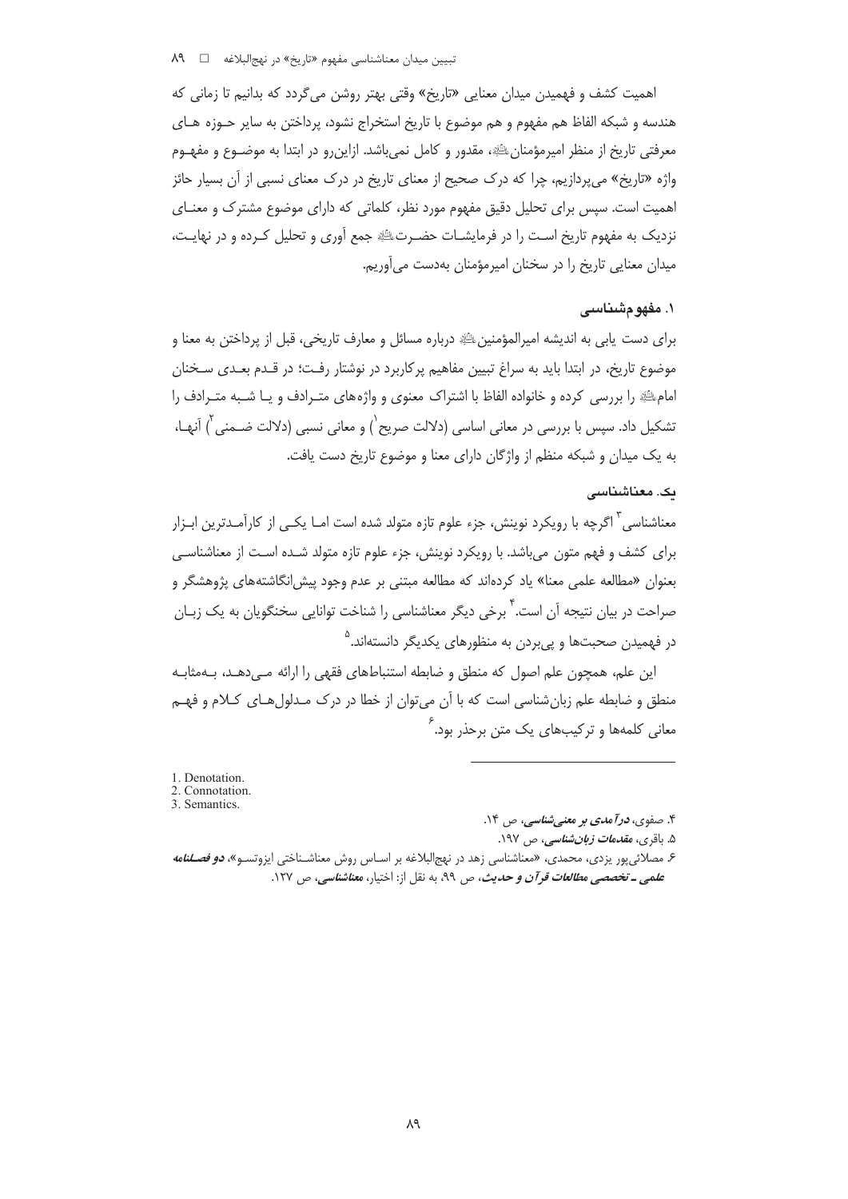اهمیت کشف و فهمیدن میدان معنایی «تاریخ» وقتی بهتر روشن می‌گردد که بدانیم تا زمانی که هندسه و شبکه الفاظ هم مفهوم و هم موضوع با تاریخ استخراج نشود، پرداختن به سایر حوزه های معرفتی تاریخ از منظر امیرمؤمنان؈، مقدور و کامل نمی‌باشد. ازاین‌رو در ابتدا به موضوع و مفهوم واژه «تاریخ» می‌پردازیم، چرا که درک صحیح از معنای تاریخ در درک معنای نسبی از آن بسیار حائز اهمیت است. سپس برای تحلیل دقیق مفهوم مورد نظر، کلماتی که دارای موضوع مشترک و معنای نزدیک به مفهوم تاریخ است را در فرمایشات حضرت؈ جمع آوری و تحلیل کرده و در نهایت، میدان معنایی تاریخ را در سخنان امیرمؤمنان به‌دست می‌آوریم.

## ۱. مفهوم‌شناسی

برای دست یابی به اندیشه امیرالمؤمنین؈ درباره مسائل و معارف تاریخی، قبل از پرداختن به معنا و موضوع تاریخ، در ابتدا باید به سراغ تبیین مفاهیم پرکاربرد در نوشتار رفت؛ در قدم بعدی سخنان امام؈ را بررسی کرده و خانواده الفاظ با اشتراک معنوی و واژه‌های مترادف و یا شبه مترادف را تشکیل داد. سپس با بررسی در معانی اساسی (دلالت صریح[1]) و معانی نسبی (دلالت ضمنی[2]) آنها، به یک میدان و شبکه منظم از واژگان دارای معنا و موضوع تاریخ دست یافت.

### یک. معناشناسی

معناشناسی[3] اگرچه با رویکرد نوینش، جزء علوم تازه متولد شده است اما یکی از کارآمدترین ابزار برای کشف و فهم متون می‌باشد. با رویکرد نوینش، جزء علوم تازه متولد شده است از معناشناسی بعنوان «مطالعه علمی معنا» یاد کرده‌اند که مطالعه مبتنی بر عدم وجود پیش‌انگاشته‌های پژوهشگر و صراحت در بیان نتیجه آن است.[4] برخی دیگر معناشناسی را شناخت توانایی سخنگویان به یک زبان در فهمیدن صحبت‌ها و پی‌بردن به منظورهای یکدیگر دانسته‌اند.[5]

این علم، همچون علم اصول که منطق و ضابطه استنباط‌های فقهی را ارائه می‌دهد، به‌مثابه منطق و ضابطه علم زبان‌شناسی است که با آن می‌توان از خطا در درک مدلول‌های کلام و فهم معانی کلمه‌ها و ترکیب‌های یک متن برحذر بود.[6]

---

1. Denotation.
2. Connotation.
3. Semantics.

۴. صفوی، *درآمدی بر معنی‌شناسی*، ص ۱۴.

۵. باقری، *مقدمات زبان‌شناسی*، ص ۱۹۷.

۶. مصلائی‌پور یزدی، محمدی، «معناشناسی زهد در نهج‌البلاغه بر اساس روش معناشناختی ایزوتسو»، ***دو فصلنامه علمی ـ تخصصی مطالعات قرآن و حدیث***، ص ۹۹، به نقل از: اختیار، *معناشناسی*، ص ۱۲۷.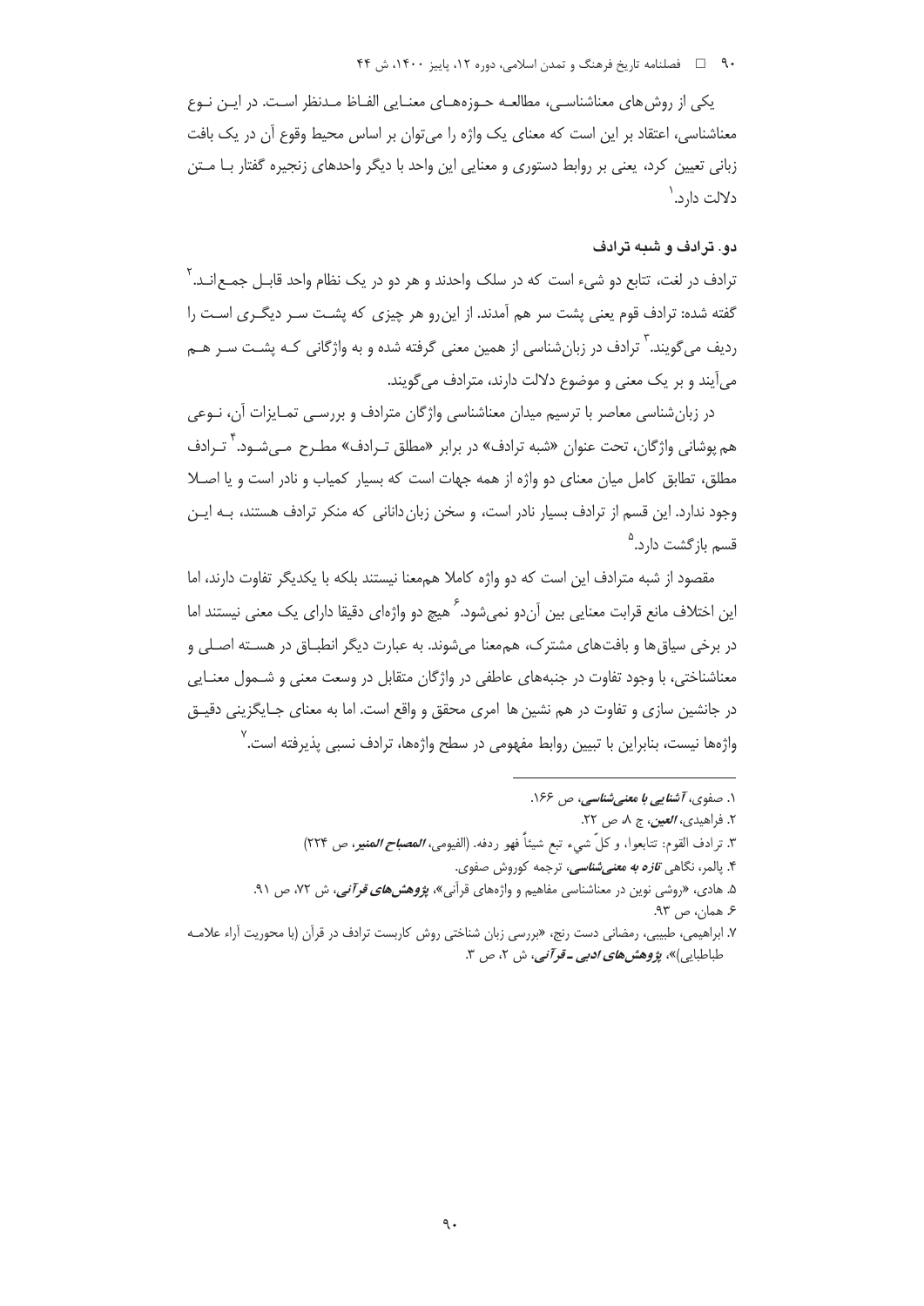یکی از روش‌های معناشناسی، مطالعه حوزه‌های معنایی الفاظ مدنظر است. در این نوع معناشناسی، اعتقاد بر این است که معنای یک واژه را می‌توان بر اساس محیط وقوع آن در یک بافت زبانی تعیین کرد، یعنی بر روابط دستوری و معنایی این واحد با دیگر واحدهای زنجیره گفتار با متن دلالت دارد.[1]

## دو. ترادف و شبه ترادف

ترادف در لغت، تتابع دو شیء است که در سلک واحدند و هر دو در یک نظام واحد قابل جمع‌اند.[2] گفته شده: ترادف قوم یعنی پشت سر هم آمدند. از این‌رو هر چیزی که پشت سر دیگری است را ردیف می‌گویند.[3] ترادف در زبان‌شناسی از همین معنی گرفته شده و به واژگانی که پشت سر هم می‌آیند و بر یک معنی و موضوع دلالت دارند، مترادف می‌گویند.

در زبان‌شناسی معاصر با ترسیم میدان معناشناسی واژگان مترادف و بررسی تمایزات آن، نوعی هم پوشانی واژگان، تحت عنوان «شبه ترادف» در برابر «مطلق ترادف» مطرح می‌شود.[4] ترادف مطلق، تطابق کامل میان معنای دو واژه از همه جهات است که بسیار کمیاب و نادر است و یا اصلا وجود ندارد. این قسم از ترادف بسیار نادر است، و سخن زبان‌دانانی که منکر ترادف هستند، به این قسم بازگشت دارد.[5]

مقصود از شبه مترادف این است که دو واژه کاملا هم‌معنا نیستند بلکه با یکدیگر تفاوت دارند، اما این اختلاف مانع قرابت معنایی بین آن‌دو نمی‌شود.[6] هیچ دو واژه‌ای دقیقا دارای یک معنی نیستند اما در برخی سیاق‌ها و بافت‌های مشترک، هم‌معنا می‌شوند. به عبارت دیگر انطباق در هسته اصلی و معناشناختی، با وجود تفاوت در جنبه‌های عاطفی در واژگان متقابل در وسعت معنی و شمول معنایی در جانشین سازی و تفاوت در هم نشین ها امری محقق و واقع است. اما به معنای جایگزینی دقیق واژه‌ها نیست، بنابراین با تبیین روابط مفهومی در سطح واژه‌ها، ترادف نسبی پذیرفته است.[7]

---

۱. صفوی، *آشنایی با معنی‌شناسی*، ص ۱۶۶.

۲. فراهیدی، *العین*، ج ۸، ص ۲۲.

۳. ترادف القوم: تتابعوا، و كلّ شيء تبع شيئاً فهو ردفه. (الفیومی، *المصباح المنیر*، ص ۲۲۴)

۴. پالمر، نگاهی *تازه به معنی‌شناسی*، ترجمه کوروش صفوی.

۵. هادی، «روشی نوین در معناشناسی مفاهیم و واژه‌های قرآنی»، *پژوهش‌های قرآنی*، ش ۷۲، ص ۹۱.

۶. همان، ص ۹۳.

۷. ابراهیمی، طبیبی، رمضانی دست رنج، «بررسی زبان شناختی روش کاربست ترادف در قرآن (با محوریت آراء علامه طباطبایی)»، *پژوهش‌های ادبی ـ قرآنی*، ش ۲، ص ۳.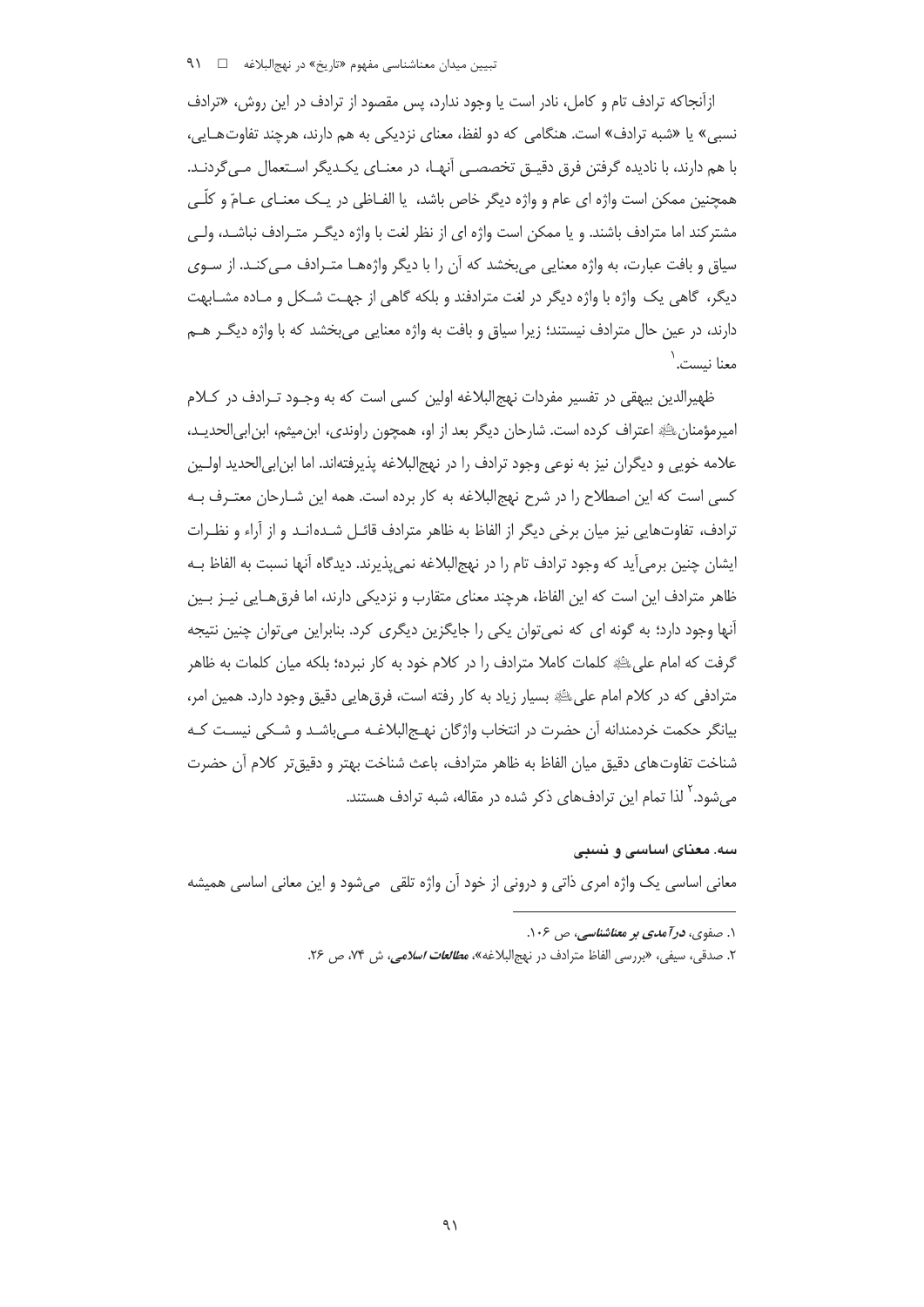ازآنجاکه ترادف تام و کامل، نادر است یا وجود ندارد، پس مقصود از ترادف در این روش، «ترادف نسبی» یا «شبه ترادف» است. هنگامی که دو لفظ، معنای نزدیکی به هم دارند، هرچند تفاوت‌هایی، با هم دارند، با نادیده گرفتن فرق دقیق تخصصی آنها، در معنای یکدیگر استعمال می‌گردند. همچنین ممکن است واژه ای عام و واژه دیگر خاص باشد، یا الفاظی در یک معنای عامّ و کلّی مشترکند اما مترادف باشند. و یا ممکن است واژه ای از نظر لغت با واژه دیگر مترادف نباشد، ولی سیاق و بافت عبارت، به واژه معنایی می‌بخشد که آن را با دیگر واژه‌ها مترادف می‌کند. از سوی دیگر، گاهی یک واژه با واژه دیگر در لغت مترادفند و بلکه گاهی از جهت شکل و ماده مشابهت دارند، در عین حال مترادف نیستند؛ زیرا سیاق و بافت به واژه معنایی می‌بخشد که با واژه دیگر هم معنا نیست.[1]

ظهیرالدین بیهقی در تفسیر مفردات نهج‌البلاغه اولین کسی است که به وجود ترادف در کلام امیرمؤمنان علیه السلام اعتراف کرده است. شارحان دیگر بعد از او، همچون راوندی، ابن‌میثم، ابن‌ابی‌الحدید، علامه خویی و دیگران نیز به نوعی وجود ترادف را در نهج‌البلاغه پذیرفته‌اند. اما ابن‌ابی‌الحدید اولین کسی است که این اصطلاح را در شرح نهج‌البلاغه به کار برده است. همه این شارحان معترف به ترادف، تفاوت‌هایی نیز میان برخی دیگر از الفاظ به ظاهر مترادف قائل شده‌اند و از آراء و نظرات ایشان چنین برمی‌آید که وجود ترادف تام را در نهج‌البلاغه نمی‌پذیرند. دیدگاه آنها نسبت به الفاظ به ظاهر مترادف این است که این الفاظ، هرچند معنای متقارب و نزدیکی دارند، اما فرق‌هایی نیز بین آنها وجود دارد؛ به گونه ای که نمی‌توان یکی را جایگزین دیگری کرد. بنابراین می‌توان چنین نتیجه گرفت که امام علی علیه السلام کلمات کاملا مترادف را در کلام خود به کار نبرده؛ بلکه میان کلمات به ظاهر مترادفی که در کلام امام علی علیه السلام بسیار زیاد به کار رفته است، فرق‌هایی دقیق وجود دارد. همین امر، بیانگر حکمت خردمندانه آن حضرت در انتخاب واژگان نهج‌البلاغه می‌باشد و شکی نیست که شناخت تفاوت‌های دقیق میان الفاظ به ظاهر مترادف، باعث شناخت بهتر و دقیق‌تر کلام آن حضرت می‌شود.[2] لذا تمام این ترادف‌های ذکر شده در مقاله، شبه ترادف هستند.

### سه. معنای اساسی و نسبی

معانی اساسی یک واژه امری ذاتی و درونی از خود آن واژه تلقی می‌شود و این معانی اساسی همیشه

---

۱. صفوی، *درآمدی بر معناشناسی*، ص ۱۰۶.

۲. صدقی، سیفی، «بررسی الفاظ مترادف در نهج‌البلاغه»، *مطالعات اسلامی*، ش ۷۴، ص ۲۶.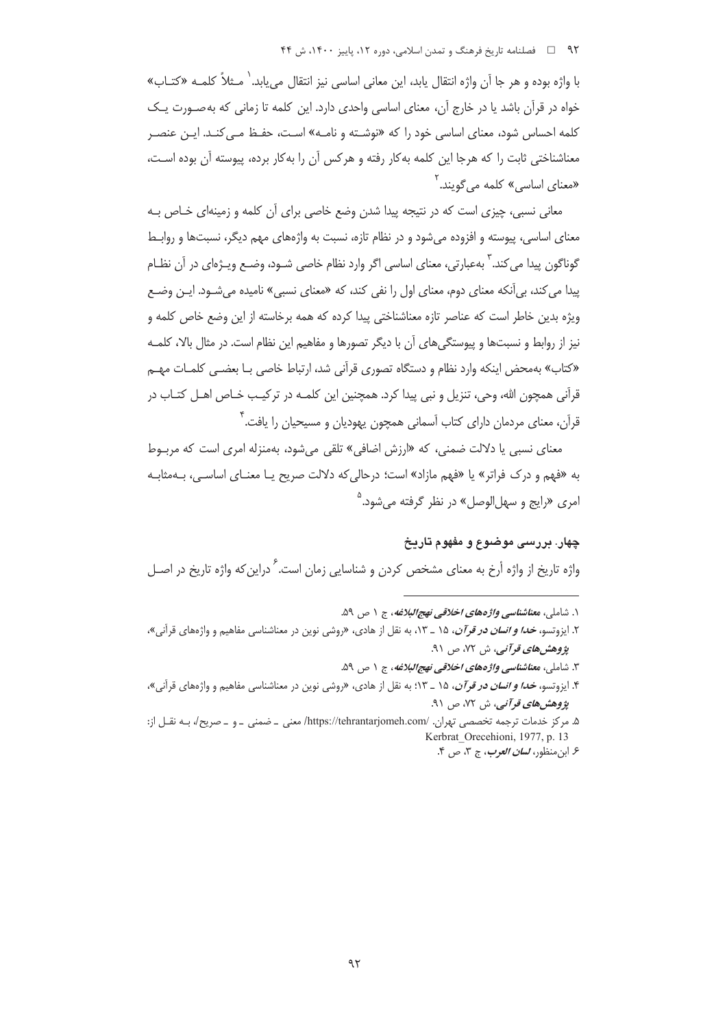با واژه بوده و هر جا آن واژه انتقال یابد، این معانی اساسی نیز انتقال می‌یابد.[1] مثلاً کلمه «کتاب» خواه در قرآن باشد یا در خارج آن، معنای اساسی واحدی دارد. این کلمه تا زمانی که به‌صورت یک کلمه احساس شود، معنای اساسی خود را که «نوشته و نامه» است، حفظ می‌کند. این عنصر معناشناختی ثابت را که هرجا این کلمه به‌کار رفته و هرکس آن را به‌کار برده، پیوسته آن بوده است، «معنای اساسی» کلمه می‌گویند.[2]

معانی نسبی، چیزی است که در نتیجه پیدا شدن وضع خاصی برای آن کلمه و زمینه‌ای خاص به معنای اساسی، پیوسته و افزوده می‌شود و در نظام تازه، نسبت به واژه‌های مهم دیگر، نسبت‌ها و روابط گوناگون پیدا می‌کند.[3] به‌عبارتی، معنای اساسی اگر وارد نظام خاصی شود، وضع ویژه‌ای در آن نظام پیدا می‌کند، بی‌آنکه معنای دوم، معنای اول را نفی کند، که «معنای نسبی» نامیده می‌شود. این وضع ویژه بدین خاطر است که عناصر تازه معناشناختی پیدا کرده که همه برخاسته از این وضع خاص کلمه و نیز از روابط و نسبت‌ها و پیوستگی‌های آن با دیگر تصورها و مفاهیم این نظام است. در مثال بالا، کلمه «کتاب» به‌محض اینکه وارد نظام و دستگاه تصوری قرآنی شد، ارتباط خاصی با بعضی کلمات مهم قرآنی همچون الله، وحی، تنزیل و نبی پیدا کرد. همچنین این کلمه در ترکیب خاص اهل کتاب در قرآن، معنای مردمان دارای کتاب آسمانی همچون یهودیان و مسیحیان را یافت.[4]

معنای نسبی یا دلالت ضمنی، که «ارزش اضافی» تلقی می‌شود، به‌منزله امری است که مربوط به «فهم و درک فراتر» یا «فهم مازاد» است؛ درحالی‌که دلالت صریح یا معنای اساسی، به‌مثابه امری «رایج و سهل‌الوصل» در نظر گرفته می‌شود.[5]

### چهار. بررسی موضوع و مفهوم تاریخ

واژه تاریخ از واژه أرخ به معنای مشخص کردن و شناسایی زمان است.[6] دراین‌که واژه تاریخ در اصل

---

۱. شاملی، *معناشناسی واژه‌های اخلاقی نهج‌البلاغه*، ج ۱ ص ۵۹.

۲. ایزوتسو، *خدا و انسان در قرآن*، ۱۵ ـ ۱۳، به نقل از هادی، «روشی نوین در معناشناسی مفاهیم و واژه‌های قرآنی»، *پژوهش‌های قرآنی*، ش ۷۲، ص ۹۱.

۳. شاملی، *معناشناسی واژه‌های اخلاقی نهج‌البلاغه*، ج ۱ ص ۵۹.

۴. ایزوتسو، *خدا و انسان در قرآن*، ۱۵ ـ ۱۳؛ به نقل از هادی، «روشی نوین در معناشناسی مفاهیم و واژه‌های قرآنی»، *پژوهش‌های قرآنی*، ش ۷۲، ص ۹۱.

۵. مرکز خدمات ترجمه تخصصی تهران. https://tehrantarjomeh.com/ معنی ـ ضمنی ـ و ـ صریح/، به نقل از: Kerbrat_Orecehioni, 1977, p. 13

۶. ابن‌منظور، *لسان العرب*، ج ۳، ص ۴.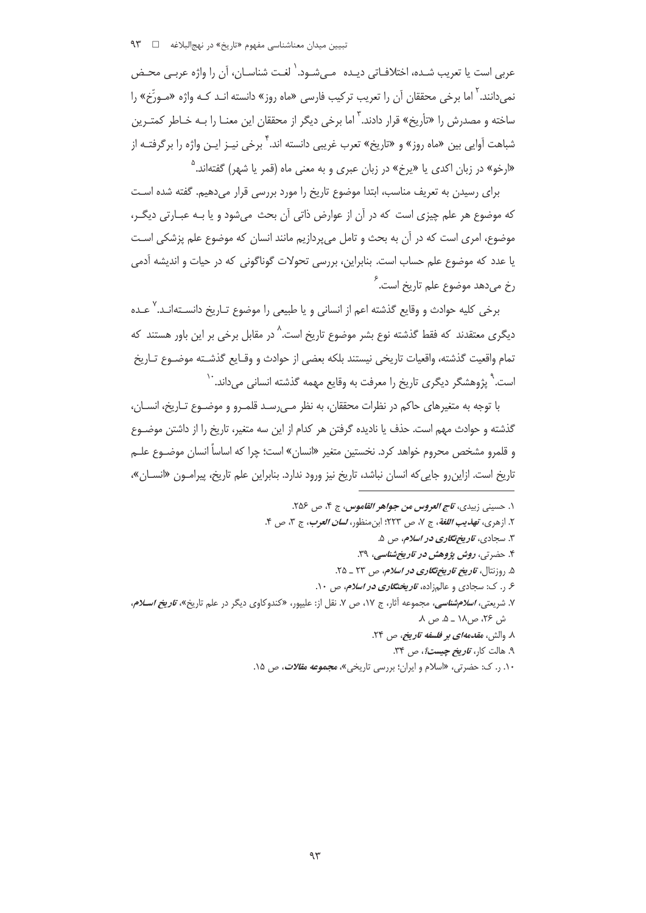عربی است یا تعریب شده، اختلافاتی دیده می‌شود.[1] لغت شناسان، آن را واژه عربی محض نمی‌دانند.[2] اما برخی محققان آن را تعریب ترکیب فارسی «ماه روز» دانسته اند که واژه «مورِّخ» را ساخته و مصدرش را «تأریخ» قرار دادند.[3] اما برخی دیگر از محققان این معنا را به خاطر کمترین شباهت آوایی بین «ماه روز» و «تاریخ» تعرب غریبی دانسته اند.[4] برخی نیز این واژه را برگرفته از «ارخو» در زبان اکدی یا «یرخ» در زبان عبری و به معنی ماه (قمر یا شهر) گفته‌اند.[5]

برای رسیدن به تعریف مناسب، ابتدا موضوع تاریخ را مورد بررسی قرار می‌دهیم. گفته شده است که موضوع هر علم چیزی است که در آن از عوارض ذاتی آن بحث می‌شود و یا به عبارتی دیگر، موضوع، امری است که در آن به بحث و تامل می‌پردازیم مانند انسان که موضوع علم پزشکی است یا عدد که موضوع علم حساب است. بنابراین، بررسی تحولات گوناگونی که در حیات و اندیشه آدمی رخ می‌دهد موضوع علم تاریخ است.[6]

برخی کلیه حوادث و وقایع گذشته اعم از انسانی و یا طبیعی را موضوع تاریخ دانسته‌اند.[7] عده دیگری معتقدند که فقط گذشته نوع بشر موضوع تاریخ است.[8] در مقابل برخی بر این باور هستند که تمام واقعیت گذشته، واقعیات تاریخی نیستند بلکه بعضی از حوادث و وقایع گذشته موضوع تاریخ است.[9] پژوهشگر دیگری تاریخ را معرفت به وقایع مهمه گذشته انسانی می‌داند.[10]

با توجه به متغیرهای حاکم در نظرات محققان، به نظر می‌رسد قلمرو و موضوع تاریخ، انسان، گذشته و حوادث مهم است. حذف یا نادیده گرفتن هر کدام از این سه متغیر، تاریخ را از داشتن موضوع و قلمرو مشخص محروم خواهد کرد. نخستین متغیر «انسان» است؛ چرا که اساساً انسان موضوع علم تاریخ است. ازاین‌رو جایی‌که انسان نباشد، تاریخ نیز ورود ندارد. بنابراین علم تاریخ، پیرامون «انسان»،

---

۱. حسینی زبیدی، *تاج العروس من جواهر القاموس*، ج ۴، ص ۲۵۶.

۲. ازهری، *تهذیب اللغة*، ج ۷، ص ۲۲۳؛ ابن‌منظور، *لسان العرب*، ج ۳، ص ۴.

۳. سجادی، *تاریخ‌نگاری در اسلام*، ص ۵.

۴. حضرتی، *روش پژوهش در تاریخ‌شناسی*، ۳۹.

۵. روزنتال، *تاریخ تاریخ‌نگاری در اسلام*، ص ۲۳ ـ ۲۵.

۶. ر. ک: سجادی و عالم‌زاده، *تاریخنگاری در اسلام*، ص ۱۰.

۷. شریعتی، *اسلام‌شناسی*، مجموعه آثار، ج ۱۷، ص ۷. نقل از: علیپور، «کندوکاوی دیگر در علم تاریخ»، *تاریخ اسلام*، ش ۲۶، ص۱۸ ـ ۵. ص ۸.

۸. والش، *مقدمه‌ای بر فلسفه تاریخ*، ص ۲۴.

۹. هالت کار، *تاریخ چیست؟*، ص ۳۴.

۱۰. ر. ک: حضرتی، «اسلام و ایران؛ بررسی تاریخی»، *مجموعه مقالات*، ص ۱۵.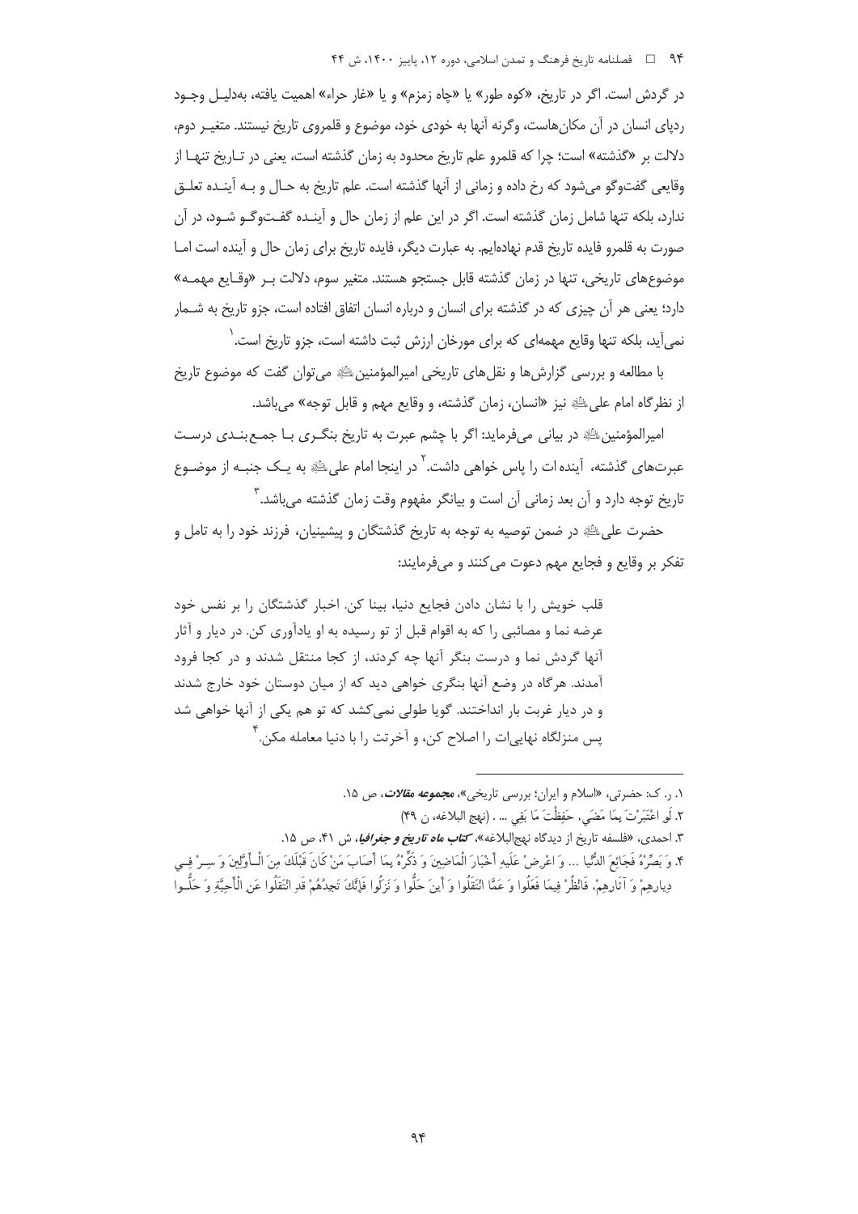در گردش است. اگر در تاریخ، «کوه طور» یا «چاه زمزم» و یا «غار حراء» اهمیت یافته، به‌دلیل وجود ردپای انسان در آن مکان‌هاست، وگرنه آنها به خودی خود، موضوع و قلمروی تاریخ نیستند. متغیر دوم، دلالت بر «گذشته» است؛ چرا که قلمرو علم تاریخ محدود به زمان گذشته است، یعنی در تاریخ تنها از وقایعی گفت‌وگو می‌شود که رخ داده و زمانی از آنها گذشته است. علم تاریخ به حال و به آینده تعلق ندارد، بلکه تنها شامل زمان گذشته است. اگر در این علم از زمان حال و آینده گفت‌وگو شود، در آن صورت به قلمرو فایده تاریخ قدم نهاده‌ایم. به عبارت دیگر، فایده تاریخ برای زمان حال و آینده است اما موضوع‌های تاریخی، تنها در زمان گذشته قابل جستجو هستند. متغیر سوم، دلالت بر «وقایع مهمه» دارد؛ یعنی هر آن چیزی که در گذشته برای انسان و درباره انسان اتفاق افتاده است، جزو تاریخ به شمار نمی‌آید، بلکه تنها وقایع مهمه‌ای که برای مورخان ارزش ثبت داشته است، جزو تاریخ است.[1]

با مطالعه و بررسی گزارش‌ها و نقل‌های تاریخی امیرالمؤمنین علیه‌السلام می‌توان گفت که موضوع تاریخ از نظرگاه امام علی علیه‌السلام نیز «انسان، زمان گذشته، و وقایع مهم و قابل توجه» می‌باشد.

امیرالمؤمنین علیه‌السلام در بیانی می‌فرماید: اگر با چشم عبرت به تاریخ بنگری با جمع‌بندی درست عبرت‌های گذشته، آینده ات را پاس خواهی داشت.[2] در اینجا امام علی علیه‌السلام به یک جنبه از موضوع تاریخ توجه دارد و آن بعد زمانی آن است و بیانگر مفهوم وقت زمان گذشته می‌باشد.[3]

حضرت علی علیه‌السلام در ضمن توصیه به توجه به تاریخ گذشتگان و پیشینیان، فرزند خود را به تامل و تفکر بر وقایع و فجایع مهم دعوت می‌کنند و می‌فرمایند:

> قلب خویش را با نشان دادن فجایع دنیا، بینا کن. اخبار گذشتگان را بر نفس خود عرضه نما و مصائبی را که به اقوام قبل از تو رسیده به او یادآوری کن. در دیار و آثار آنها گردش نما و درست بنگر آنها چه کردند، از کجا منتقل شدند و در کجا فرود آمدند. هرگاه در وضع آنها بنگری خواهی دید که از میان دوستان خود خارج شدند و در دیار غربت بار انداختند. گویا طولی نمی‌کشد که تو هم یکی از آنها خواهی شد پس منزلگاه نهایی‌ات را اصلاح کن، و آخرتت را با دنیا معامله مکن.[4]

---

1. ر. ک: حضرتی، «اسلام و ایران؛ بررسی تاریخی»، ***مجموعه مقالات***، ص ۱۵.
2. لَوِ اعْتَبَرْتَ بِمَا مَضَى، حَفِظْتَ مَا بَقِيَ ... . (نهج البلاغه، ن ۴۹)
3. احمدی، «فلسفه تاریخ از دیدگاه نهج‌البلاغه»، ***کتاب ماه تاریخ و جغرافیا***، ش ۴۱، ص ۱۵.
4. وَ بَصِّرْهُ فَجَائِعَ الدُّنْيَا ... وَ اعْرِضْ عَلَيهِ أَخْبَارَ الْمَاضِينَ وَ ذَكِّرْهُ بِمَا أَصَابَ مَنْ كَانَ قَبْلَكَ مِنَ الْأَوَّلِينَ وَ سِرْ فِي دِيارِهِمْ وَ آثَارِهِمْ، فَانْظُرْ فِيمَا فَعَلُوا وَ عَمَّا انْتَقَلُوا وَ أَينَ حَلُّوا وَ نَزَلُوا فَإِنَّكَ تَجِدُهُمْ قَدِ انْتَقَلُوا عَنِ الْأَحِبَّةِ وَ حَلُّوا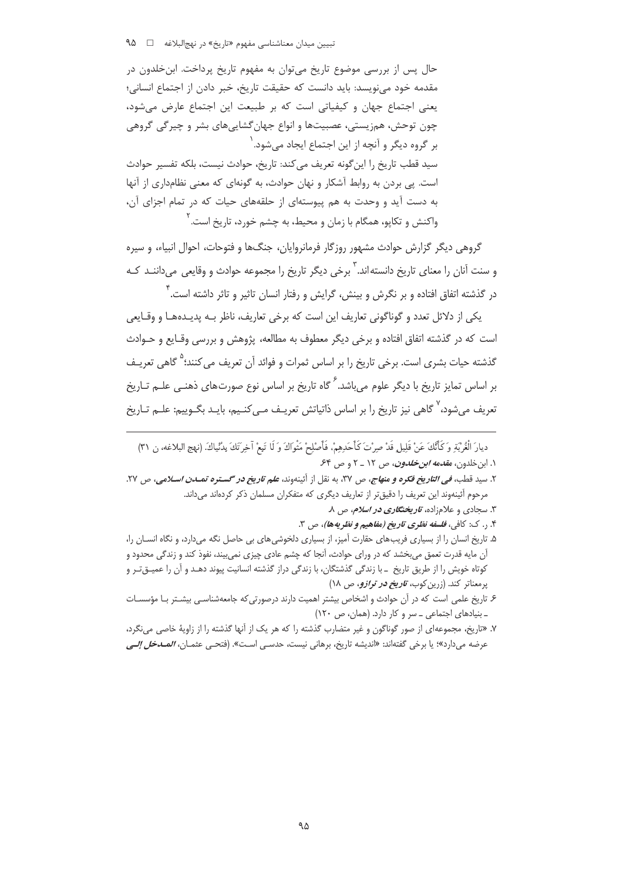حال پس از بررسی موضوع تاریخ می‌توان به مفهوم تاریخ پرداخت. ابن‌خلدون در مقدمه خود می‌نویسد: باید دانست که حقیقت تاریخ، خبر دادن از اجتماع انسانی؛ یعنی اجتماع جهان و کیفیاتی است که بر طبیعت این اجتماع عارض می‌شود، چون توحش، هم‌زیستی، عصبیت‌ها و انواع جهان‌گشایی‌های بشر و چیرگی گروهی بر گروه دیگر و آنچه از این اجتماع ایجاد می‌شود.[1]

سید قطب تاریخ را این‌گونه تعریف می‌کند: تاریخ، حوادث نیست، بلکه تفسیر حوادث است. پی بردن به روابط آشکار و نهان حوادث، به گونه‌ای که معنی نظام‌داری از آنها به دست آید و وحدت به هم پیوسته‌ای از حلقه‌های حیات که در تمام اجزای آن، واکنش و تکاپو، همگام با زمان و محیط، به چشم خورد، تاریخ است.[2]

گروهی دیگر گزارش حوادث مشهور روزگار فرمانروایان، جنگ‌ها و فتوحات، احوال انبیاء، و سیره و سنت آنان را معنای تاریخ دانسته‌اند.[3] برخی دیگر تاریخ را مجموعه حوادث و وقایعی می‌دانند که در گذشته اتفاق افتاده و بر نگرش و بینش، گرایش و رفتار انسان تاثیر و تاثر داشته است.[4]

یکی از دلائل تعدد و گوناگونی تعاریف این است که برخی تعاریف، ناظر به پدیده‌ها و وقایعی است که در گذشته اتفاق افتاده و برخی دیگر معطوف به مطالعه، پژوهش و بررسی وقایع و حوادث گذشته حیات بشری است. برخی تاریخ را بر اساس ثمرات و فوائد آن تعریف می‌کنند؛[5] گاهی تعریف بر اساس تمایز تاریخ با دیگر علوم می‌باشد.[6] گاه تاریخ بر اساس نوع صورت‌های ذهنی علم تاریخ تعریف می‌شود،[7] گاهی نیز تاریخ را بر اساس ذاتیاتش تعریف می‌کنیم، باید بگوییم: علم تاریخ

---

دیارَ الْغُرْبَةِ وَ کَأَنَّکَ عَنْ قَلِیلٍ قَدْ صِرْتَ کَأَحَدِهِمْ، فَأَصْلِحْ مَثْوَاکَ وَ لَا تَبِعْ آخِرَتَکَ بِدُنْیَاکَ. (نهج البلاغه، ن ۳۱)

۱. ابن‌خلدون، ***مقدمه ابن‌خلدون***، ص ۱۲ ـ ۲ و ص ۶۴.

۲. سید قطب، ***فی التاریخ فکره و منهاج***، ص ۳۷، به نقل از آئینه‌وند، ***علم تاریخ در گستره تمدن اسلامی***، ص ۲۷. مرحوم آئینه‌وند این تعریف را دقیق‌تر از تعاریف دیگری که متفکران مسلمان ذکر کرده‌اند می‌داند.

۳. سجادی و علام‌زاده، ***تاریخ‌نگاری در اسلام***، ص ۸.

۴. ر. ک: کافی، ***فلسفه نظری تاریخ (مفاهیم و نظریه‌ها)***، ص ۳.

۵. تاریخ انسان را از بسیاری فریب‌های حقارت آمیز، از بسیاری دلخوشی‌های بی حاصل نگه می‌دارد، و نگاه انسان را، آن مایه قدرت تعمق می‌بخشد که در ورای حوادث، آنجا که چشم عادی چیزی نمی‌بیند، نفوذ کند و زندگی محدود و کوتاه خویش را از طریق تاریخ ـ با زندگی گذشتگان، با زندگی دراز گذشته انسانیت پیوند دهد و آن را عمیق‌تر و پرمعناتر کند. (زرین‌کوب، ***تاریخ در ترازو***، ص ۱۸)

۶. تاریخ علمی است که در آن حوادث و اشخاص بیشتر اهمیت دارند درصورتی‌که جامعه‌شناسی بیشتر با مؤسسات ـ بنیادهای اجتماعی ـ سر و کار دارد. (همان، ص ۱۲۰)

۷. «تاریخ، مجموعه‌ای از صور گوناگون و غیر متضارب گذشته را که هر یک از آنها گذشته را از زاویهٔ خاصی می‌نگرد، عرضه می‌دارد»؛ یا برخی گفته‌اند: «اندیشه تاریخ، برهانی نیست، حدسی است». (فتحی عثمان، ***المدخل إلی***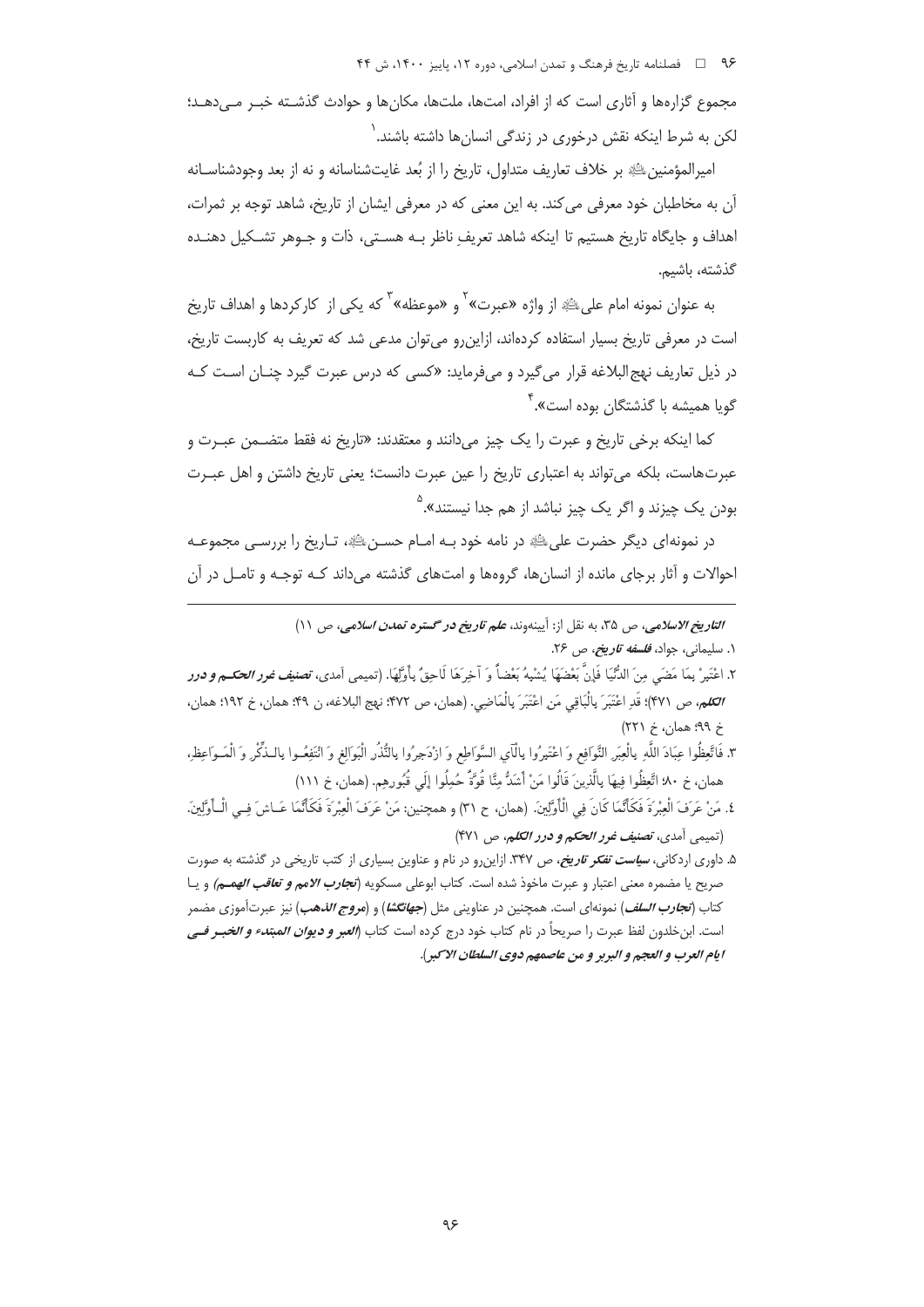مجموع گزاره‌ها و آثاری است که از افراد، امت‌ها، ملت‌ها، مکان‌ها و حوادث گذشته خبر می‌دهد؛ لکن به شرط اینکه نقش درخوری در زندگی انسان‌ها داشته باشند.[1]

امیرالمؤمنین ﷺ بر خلاف تعاریف متداول، تاریخ را از بُعد غایت‌شناسانه و نه از بعد وجودشناسانه آن به مخاطبان خود معرفی می‌کند. به این معنی که در معرفی ایشان از تاریخ، شاهد توجه بر ثمرات، اهداف و جایگاه تاریخ هستیم تا اینکه شاهد تعریفِ ناظر بـه هستی، ذات و جوهر تشکیل دهنده گذشته، باشیم.

به عنوان نمونه امام علی ﷺ از واژه «عبرت»[2] و «موعظه»[3] که یکی از کارکردها و اهداف تاریخ است در معرفی تاریخ بسیار استفاده کرده‌اند، ازاین‌رو می‌توان مدعی شد که تعریف به کاربست تاریخ، در ذیل تعاریف نهج‌البلاغه قرار می‌گیرد و می‌فرماید: «کسی که درس عبرت گیرد چنان است که گویا همیشه با گذشتگان بوده است».[4]

کما اینکه برخی تاریخ و عبرت را یک چیز می‌دانند و معتقدند: «تاریخ نه فقط متضمن عبرت و عبرت‌هاست، بلکه می‌تواند به اعتباری تاریخ را عین عبرت دانست؛ یعنی تاریخ داشتن و اهل عبرت بودن یک چیزند و اگر یک چیز نباشد از هم جدا نیستند».[5]

در نمونه‌ای دیگر حضرت علی ﷺ در نامه خود بـه امام حسن ﷺ، تاریخ را بررسی مجموعه احوالات و آثار برجای مانده از انسان‌ها، گروه‌ها و امت‌های گذشته می‌داند کـه توجه و تامل در آن

---

*التاریخ الاسلامی*، ص ۳۵، به نقل از: آیینه‌وند، *علم تاریخ در گستره تمدن اسلامی*، ص ۱۱)

۱. سلیمانی، جواد، *فلسفه تاریخ*، ص ۲۶.

۲. اعْتَبِرْ بِمَا مَضَى مِنَ الدُّنْيَا فَإِنَّ بَعْضَهَا يُشْبِهُ بَعْضاً وَ آخِرَهَا لَاحِقٌ بِأَوَّلِهَا. (تمیمی آمدی، *تصنیف غرر الحکم و درر الکلم*، ص ۴۷۱)؛ قَدِ اعْتَبَرَ بِالْبَاقِي مَنِ اعْتَبَرَ بِالْمَاضِي. (همان، ص ۴۷۲؛ نهج البلاغه، ن ۴۹؛ همان، خ ۱۹۲؛ همان، خ ۹۹؛ همان، خ ۲۲۱)

۳. فَاتَّعِظُوا عِبَادَ اللَّهِ بِالْعِبَرِ النَّوَافِعِ وَ اعْتَبِرُوا بِالْآيِ السَّوَاطِعِ وَ ازْدَجِرُوا بِالنُّذُرِ الْبَوَالِغِ وَ انْتَفِعُوا بِالذِّكْرِ وَ الْمَوَاعِظِ، همان، خ ۸۰؛ اتَّعِظُوا فِيهَا بِالَّذِينَ قَالُوا مَنْ أَشَدُّ مِنَّا قُوَّةً حُمِلُوا إِلَى قُبُورِهِم. (همان، خ ۱۱۱)

۴. مَنْ عَرَفَ الْعِبْرَةَ فَكَأَنَّمَا كَانَ فِي الْأَوَّلِينَ. (همان، ح ۳۱) و همچنین: مَنْ عَرَفَ الْعِبْرَةَ فَكَأَنَّمَا عَاشَ فِي الْأَوَّلِينَ. (تمیمی آمدی، *تصنیف غرر الحکم و درر الکلم*، ص ۴۷۱)

۵. داوری اردکانی، *سیاست تفکر تاریخ*، ص ۳۴۷. ازاین‌رو در نام و عناوین بسیاری از کتب تاریخی در گذشته به صورت صریح یا مضمره معنی اعتبار و عبرت ماخوذ شده است. کتاب ابوعلی مسکویه (*تجارب الامم و تعاقب الهمم*) و یا کتاب (*تجارب السلف*) نمونه‌ای است. همچنین در عناوینی مثل (*جهانگشا*) و (*مروج الذهب*) نیز عبرت‌آموزی مضمر است. ابن‌خلدون لفظ عبرت را صریحاً در نام کتاب خود درج کرده است کتاب (*العبر و دیوان المبتدء و الخبر فی ایام العرب و العجم و البربر و من عاصمهم ذوی السلطان الاکبر*).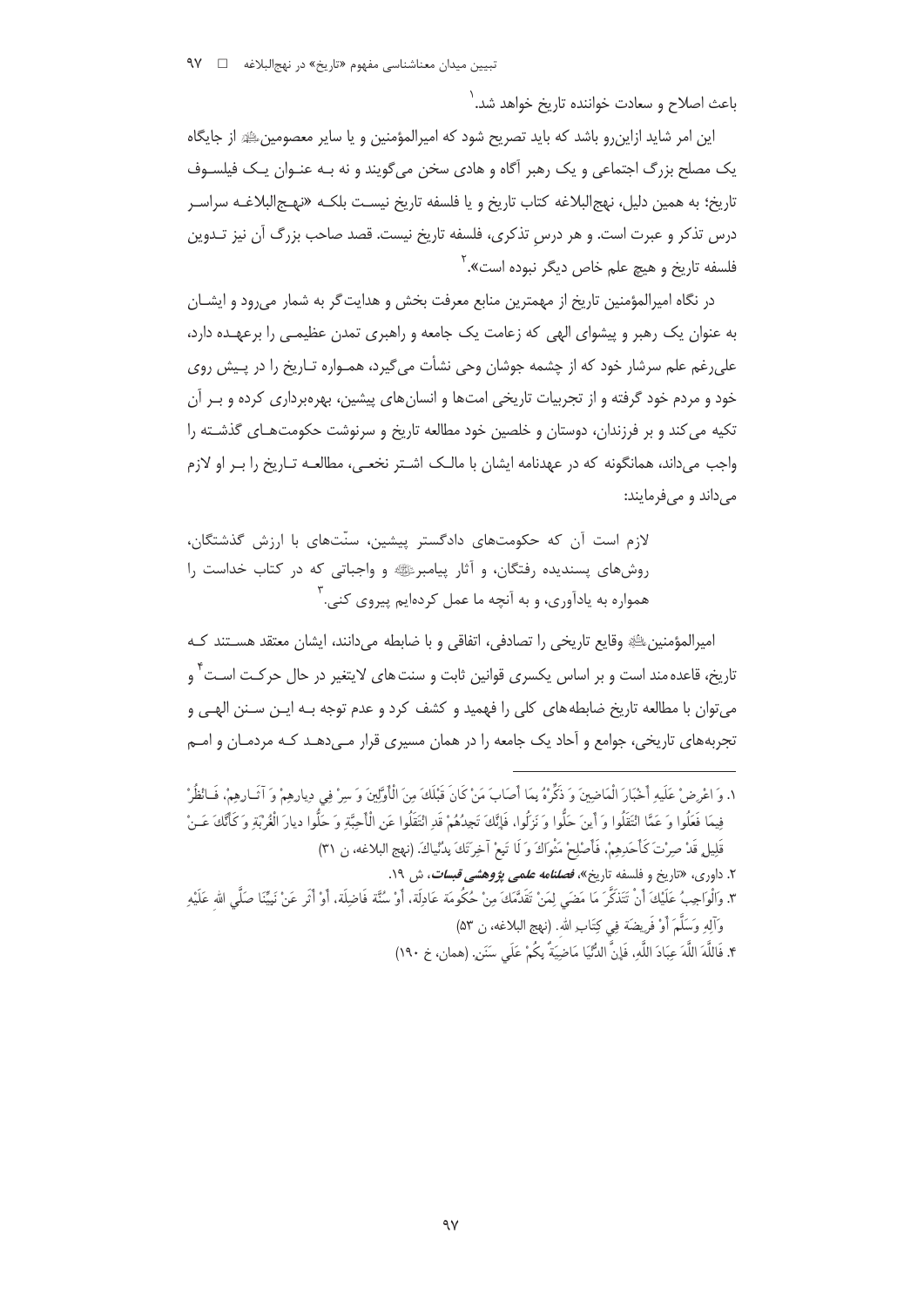باعث اصلاح و سعادت خواننده تاریخ خواهد شد.[1]

این امر شاید ازاین‌رو باشد که باید تصریح شود که امیرالمؤمنین و یا سایر معصومین ﷺ از جایگاه یک مصلح بزرگ اجتماعی و یک رهبر آگاه و هادی سخن می‌گویند و نه به عنوان یک فیلسوف تاریخ؛ به همین دلیل، نهج‌البلاغه کتاب تاریخ و یا فلسفه تاریخ نیست بلکه «نهج‌البلاغه سراسر درس تذکر و عبرت است. و هر درس تذکری، فلسفه تاریخ نیست. قصد صاحب بزرگ آن نیز تدوین فلسفه تاریخ و هیچ علم خاص دیگر نبوده است».[2]

در نگاه امیرالمؤمنین تاریخ از مهمترین منابع معرفت بخش و هدایت‌گر به شمار می‌رود و ایشان به عنوان یک رهبر و پیشوای الهی که زعامت یک جامعه و راهبری تمدن عظیمی را برعهده دارد، علی‌رغم علم سرشار خود که از چشمه جوشان وحی نشأت می‌گیرد، همواره تاریخ را در پیش روی خود و مردم خود گرفته و از تجربیات تاریخی امت‌ها و انسان‌های پیشین، بهره‌برداری کرده و بر آن تکیه می‌کند و بر فرزندان، دوستان و خلصین خود مطالعه تاریخ و سرنوشت حکومت‌های گذشته را واجب می‌داند، همانگونه که در عهدنامه ایشان با مالک اشتر نخعی، مطالعه تاریخ را بر او لازم می‌داند و می‌فرمایند:

> لازم است آن که حکومت‌های دادگستر پیشین، سنّت‌های با ارزش گذشتگان، روش‌های پسندیده رفتگان، و آثار پیامبر ﷺ و واجباتی که در کتاب خداست را همواره به یادآوری، و به آنچه ما عمل کرده‌ایم پیروی کنی.[3]

امیرالمؤمنین ﷺ وقایع تاریخی را تصادفی، اتفاقی و با ضابطه می‌دانند، ایشان معتقد هستند که تاریخ، قاعده‌مند است و بر اساس یکسری قوانین ثابت و سنت‌های لایتغیر در حال حرکت است[4] و می‌توان با مطالعه تاریخ ضابطه‌های کلی را فهمید و کشف کرد و عدم توجه به این سنن الهی و تجربه‌های تاریخی، جوامع و آحاد یک جامعه را در همان مسیری قرار می‌دهد که مردمان و امم

---

۱. وَ اعْرِضْ عَلَيهِ أَخْبَارَ الْمَاضِينَ وَ ذَكِّرْهُ بِمَا أَصَابَ مَنْ كَانَ قَبْلَكَ مِنَ الْأَوَّلِينَ وَ سِرْ فِي دِيارِهِمْ وَ آثَارِهِمْ، فَانْظُرْ فِيمَا فَعَلُوا وَ عَمَّا انْتَقَلُوا وَ أَينَ حَلُّوا وَ نَزَلُوا، فَإِنَّكَ تَجِدُهُمْ قَدِ انْتَقَلُوا عَنِ الْأَحِبَّةِ وَ حَلُّوا دِيارَ الْغُرْبَةِ وَ كَأَنَّكَ عَنْ قَلِيلٍ قَدْ صِرْتَ كَأَحَدِهِمْ، فَأَصْلِحْ مَثْوَاكَ وَ لَا تَبِعْ آخِرَتَكَ بِدُنْياكَ. (نهج البلاغه، ن ۳۱)

۲. داوری، «تاریخ و فلسفه تاریخ»، ***فصلنامه علمی پژوهشی قبسات***، ش ۱۹.

۳. وَالْوَاجِبُ عَلَيْكَ أَنْ تَتَذَكَّرَ مَا مَضَى لِمَنْ تَقَدَّمَكَ مِنْ حُكُومَة عَادِلَة، أَوْ سُنَّة فَاضِلَة، أَوْ أَثَر عَنْ نَبِيِّنَا صَلَّي الله عَلَيْهِ وَآلِهِ وَسَلَّمَ أَوْ فَرِيضَة فِي كِتَابِ الله. (نهج البلاغه، ن ۵۳)

۴. فَاللَّهَ اللَّهَ عِبَادَ اللَّهِ، فَإِنَّ الدُّنْيَا مَاضِيَةٌ بِكُمْ عَلَي سَنَنٍ. (همان، خ ۱۹۰)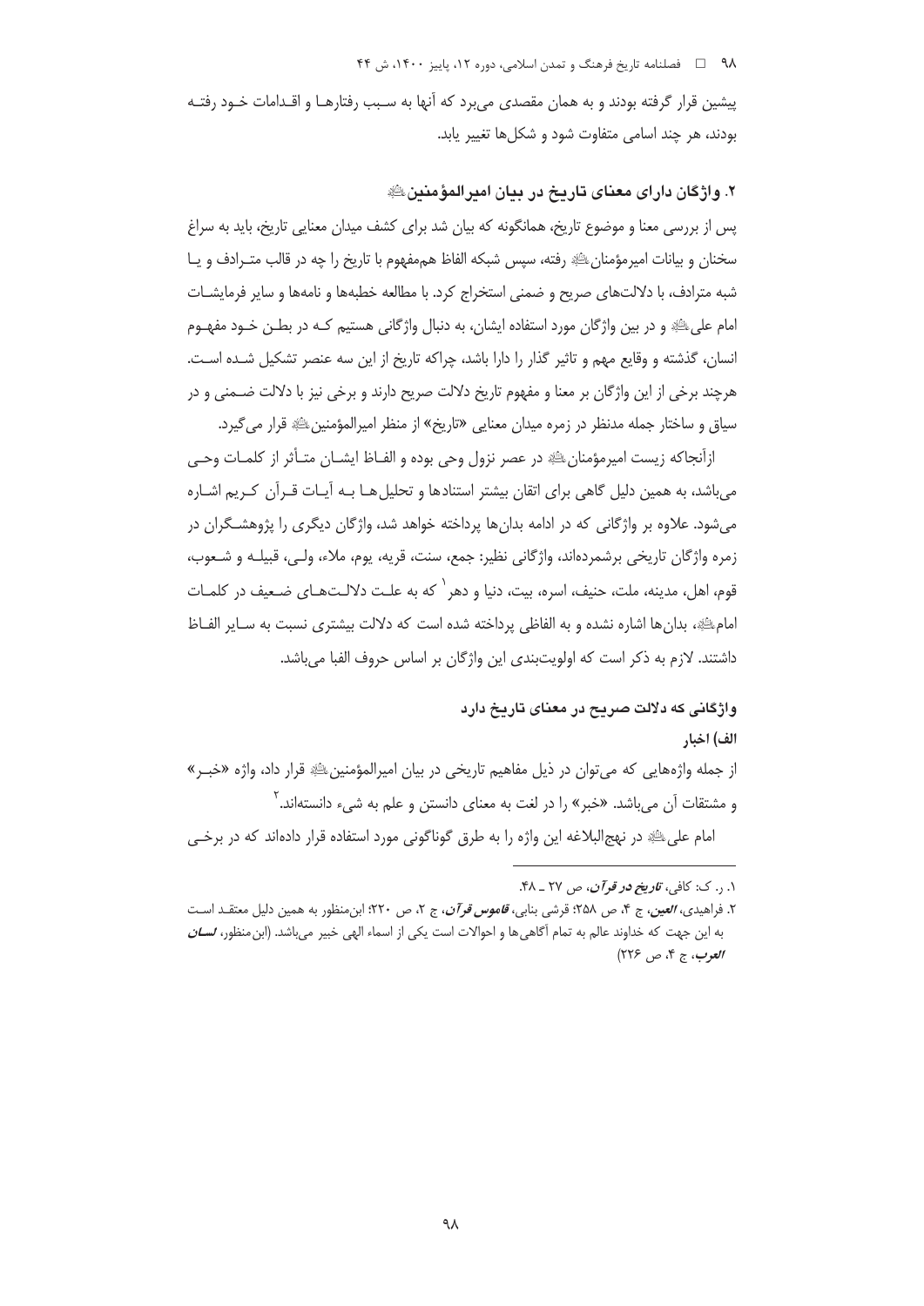پیشین قرار گرفته بودند و به همان مقصدی می‌برد که آنها به سبب رفتارها و اقدامات خود رفته بودند، هر چند اسامی متفاوت شود و شکل‌ها تغییر یابد.

## ۲. واژگان دارای معنای تاریخ در بیان امیرالمؤمنین علیه‌السلام

پس از بررسی معنا و موضوع تاریخ، همانگونه که بیان شد برای کشف میدان معنایی تاریخ، باید به سراغ سخنان و بیانات امیرمؤمنان علیه‌السلام رفته، سپس شبکه الفاظ هم‌مفهوم با تاریخ را چه در قالب مترادف و یا شبه مترادف، با دلالت‌های صریح و ضمنی استخراج کرد. با مطالعه خطبه‌ها و نامه‌ها و سایر فرمایشات امام علی علیه‌السلام و در بین واژگان مورد استفاده ایشان، به دنبال واژگانی هستیم که در بطن خود مفهوم انسان، گذشته و وقایع مهم و تاثیر گذار را دارا باشد، چراکه تاریخ از این سه عنصر تشکیل شده است. هرچند برخی از این واژگان بر معنا و مفهوم تاریخ دلالت صریح دارند و برخی نیز با دلالت ضمنی و در سیاق و ساختار جمله مدنظر در زمره میدان معنایی «تاریخ» از منظر امیرالمؤمنین علیه‌السلام قرار می‌گیرد.

ازآنجاکه زیست امیرمؤمنان علیه‌السلام در عصر نزول وحی بوده و الفاظ ایشان متأثر از کلمات وحی می‌باشد، به همین دلیل گاهی برای اتقان بیشتر استنادها و تحلیل‌ها به آیات قرآن کریم اشاره می‌شود. علاوه بر واژگانی که در ادامه بدان‌ها پرداخته خواهد شد، واژگان دیگری را پژوهشگران در زمره واژگان تاریخی برشمرده‌اند، واژگانی نظیر: جمع، سنت، قریه، یوم، ملاء، ولی، قبیله و شعوب، قوم، اهل، مدینه، ملت، حنیف، اسره، بیت، دنیا و دهر[1] که به علت دلالت‌های ضعیف در کلمات امام علیه‌السلام، بدان‌ها اشاره نشده و به الفاظی پرداخته شده است که دلالت بیشتری نسبت به سایر الفاظ داشتند. لازم به ذکر است که اولویت‌بندی این واژگان بر اساس حروف الفبا می‌باشد.

### واژگانی که دلالت صریح در معنای تاریخ دارد

#### الف) اخبار

از جمله واژه‌هایی که می‌توان در ذیل مفاهیم تاریخی در بیان امیرالمؤمنین علیه‌السلام قرار داد، واژه «خبر» و مشتقات آن می‌باشد. «خبر» را در لغت به معنای دانستن و علم به شیء دانسته‌اند.[2]

امام علی علیه‌السلام در نهج‌البلاغه این واژه را به طرق گوناگونی مورد استفاده قرار داده‌اند که در برخی

---

۱. ر. ک: کافی، *تاریخ در قرآن*، ص ۲۷ ـ ۴۸.

۲. فراهیدی، *العین*، ج ۴، ص ۲۵۸؛ قرشی بنابی، *قاموس قرآن*، ج ۲، ص ۲۲۰؛ ابن‌منظور به همین دلیل معتقد است به این جهت که خداوند عالم به تمام آگاهی‌ها و احوالات است یکی از اسماء الهی خبیر می‌باشد. (ابن‌منظور، *لسان العرب*، ج ۴، ص ۲۲۶)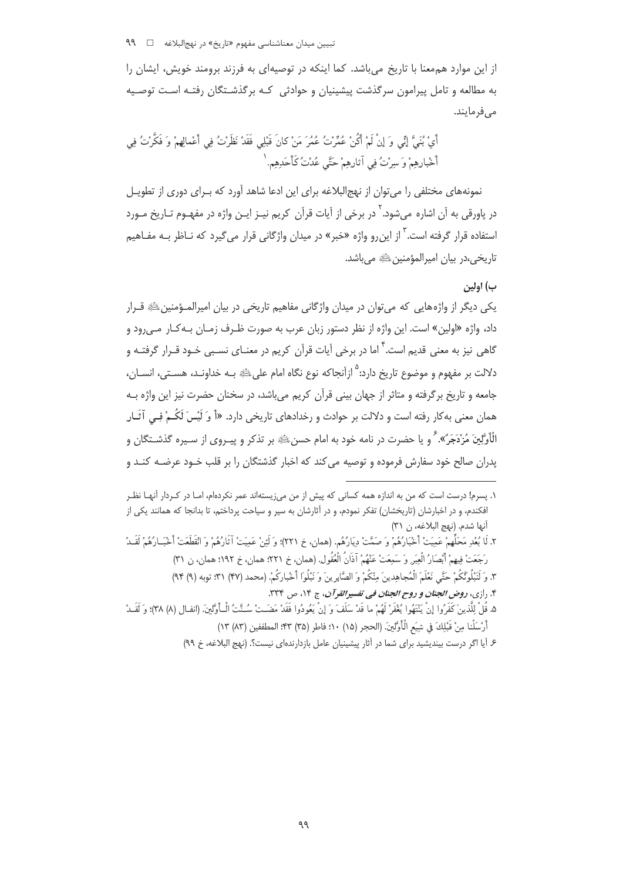از این موارد هم‌معنا با تاریخ می‌باشد. کما اینکه در توصیه‌ای به فرزند برومند خویش، ایشان را به مطالعه و تامل پیرامون سرگذشت پیشینیان و حوادثی که برگذشتگان رفته است توصیه می‌فرمایند.

أَيْ بُنَيَّ إِنِّي وَ إِنْ لَمْ أَكُنْ عُمِّرْتُ عُمُرَ مَنْ كانَ قَبْلِي فَقَدْ نَظَرْتُ فِي أَعْمالِهِمْ وَ فَكَّرْتُ فِي أَخْبارِهِمْ وَ سِرْتُ فِي آثارِهِمْ حَتَّى عُدْتُ كَأَحَدِهِم.[1]

نمونه‌های مختلفی را می‌توان از نهج‌البلاغه برای این ادعا شاهد آورد که بـرای دوری از تطویـل در پاورقی به آن اشاره می‌شود.[2] در برخی از آیات قرآن کریم نیـز ایـن واژه در مفهـوم تـاریخ مـورد استفاده قرار گرفته است.[3] از این‌رو واژه «خبر» در میدان واژگانی قرار می‌گیرد که نـاظر بـه مفـاهیم تاریخی،در بیان امیرالمؤمنین علیه السلام می‌باشد.

### ب) اولین

یکی دیگر از واژه‌هایی که می‌توان در میدان واژگانی مفاهیم تاریخی در بیان امیرالمـؤمنین علیه السلام قـرار داد، واژه «اولین» است. این واژه از نظر دستور زبان عرب به صورت ظـرف زمـان بـه‌کـار مـی‌رود و گاهی نیز به معنی قدیم است.[4] اما در برخی آیات قرآن کریم در معنـای نسـبی خـود قـرار گرفتـه و دلالت بر مفهوم و موضوع تاریخ دارد:[5] ازآنجاکه نوع نگاه امام علی علیه السلام بـه خداونـد، هسـتی، انسـان، جامعه و تاریخ برگرفته و متاثر از جهان بینی قرآن کریم می‌باشد، در سخنان حضرت نیز این واژه بـه همان معنی به‌کار رفته است و دلالت بر حوادث و رخدادهای تاریخی دارد. «أَ وَ لَيْسَ لَكُـمْ فِـي آثَـارِ الْأَوَّلِينَ مُزْدَجَرٌ».[6] و یا حضرت در نامه خود به امام حسن علیه السلام بر تذکر و پیـروی از سـیره گذشـتگان و پدران صالح خود سفارش فرموده و توصیه می‌کند که اخبار گذشتگان را بر قلب خـود عرضـه کنـد و

---

۱. پسرم! درست است که من به اندازه همه کسانی که پیش از من می‌زیسته‌اند عمر نکرده‌ام، امـا در کـردار آنهـا نظـر افکندم، و در اخبارشان (تاریخشان) تفکر نمودم، و در آثارشان به سیر و سیاحت پرداختم، تا بدانجا که همانند یکی از آنها شدم. (نهج البلاغه، ن ۳۱)

۲. لَا بُعْدِ مَحَلِّهِمْ عَمِيَتْ أَخْبَارُهُمْ وَ صَمَّتْ دِيَارُهُم. (همان، خ ۲۲۱)؛ وَ لَئِنْ عَمِيَتْ آثَارُهُمْ وَ انْقَطَعَتْ أَخْبَـارُهُمْ لَقَـدْ رَجَعَتْ فِيهِمْ أَبْصَارُ الْعِبَرِ وَ سَمِعَتْ عَنْهُمْ آذَانُ الْعُقُول. (همان، خ ۲۲۱؛ همان، خ ۱۹۲؛ همان، ن ۳۱)

۳. وَ لَنَبْلُوَنَّكُمْ حَتَّى نَعْلَمَ الْمُجاهِدِينَ مِنْكُمْ وَ الصَّابِرِينَ وَ نَبْلُوَا أَخْبارَكُمْ. (محمد (۴۷) ۳۱؛ توبه (۹) ۹۴)

۴. رازی، *روض الجنان و روح الجنان فی تفسیرالقرآن*، ج ۱۴، ص ۳۳۴.

۵. قُلْ لِلَّذِينَ كَفَرُوا إِنْ يَنْتَهُوا يُغْفَرْ لَهُمْ ما قَدْ سَلَفَ وَ إِنْ يَعُودُوا فَقَدْ مَضَـتْ سُـنَّتُ الْـأَوَّلِينَ. (انفـال (۸) ۳۸)؛ وَ لَقَـدْ أَرْسَلْنا مِنْ قَبْلِكَ فِي شِيَعِ الْأَوَّلِينَ. (الحجر (۱۵) ۱۰؛ فاطر (۳۵) ۴۳؛ المطففین (۸۳) ۱۳)

۶. آیا اگر درست بیندیشید برای شما در آثار پیشینیان عامل بازدارنده‌ای نیست؟. (نهج البلاغه، خ ۹۹)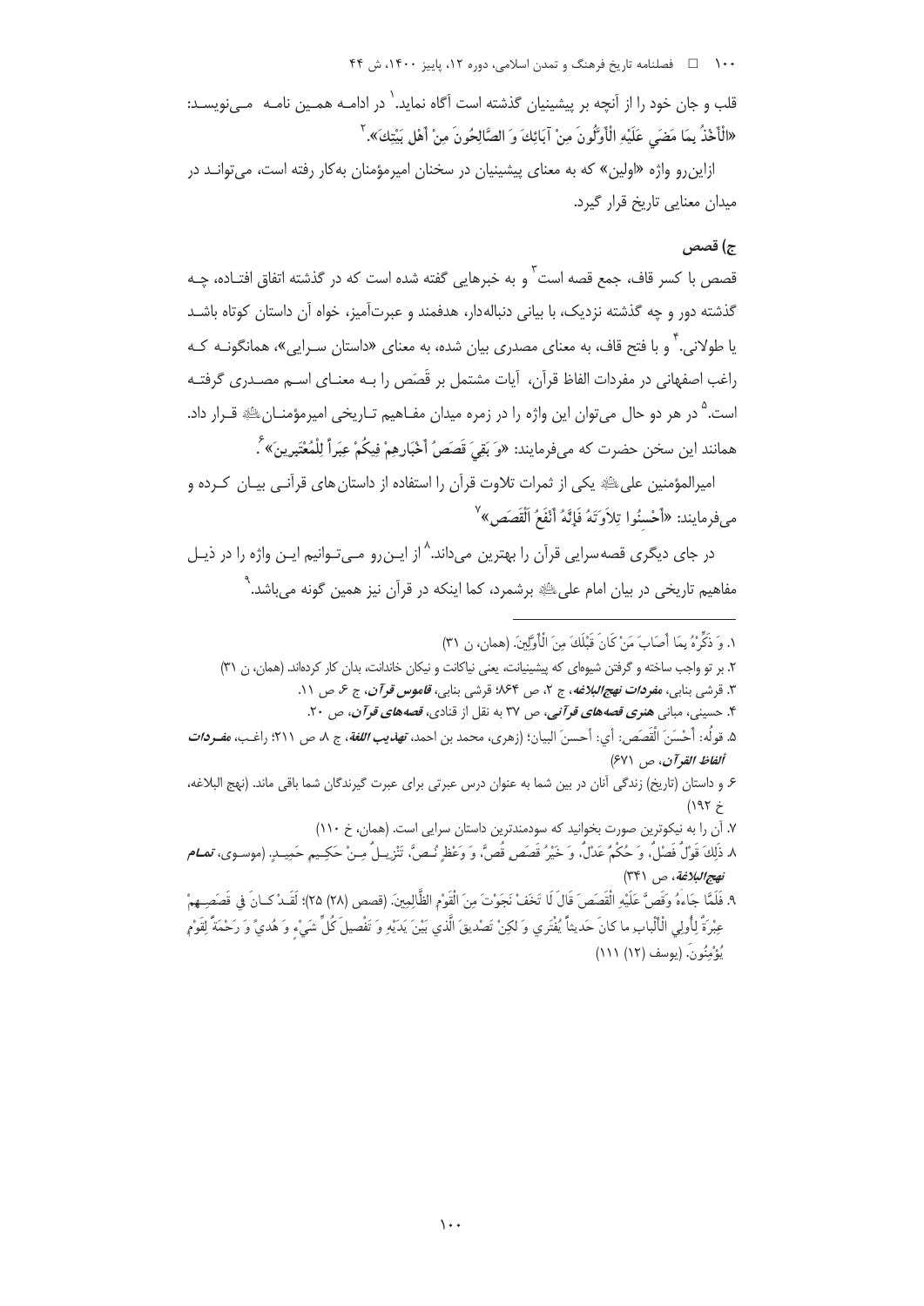قلب و جان خود را از آنچه بر پیشینیان گذشته است آگاه نماید.[1] در ادامــه همـین نامــه مـی‌نویسـد: «الْأَخْذُ بِمَا مَضَى عَلَيْهِ الْأَوَّلُونَ مِنْ آبَائِكَ وَ الصَّالِحُونَ مِنْ أَهْلِ بَيْتِكَ».[2]

ازاین‌رو واژه «اولین» که به معنای پیشینیان در سخنان امیرمؤمنان به‌کار رفته است، می‌توانـد در میدان معنایی تاریخ قرار گیرد.

### ج) قصص

قصص با کسر قاف، جمع قصه است[3] و به خبرهایی گفته شده است که در گذشته اتفاق افتـاده، چـه گذشته دور و چه گذشته نزدیک، با بیانی دنباله‌دار، هدفمند و عبرت‌آمیز، خواه آن داستان کوتاه باشـد یا طولانی.[4] و با فتح قاف، به معنای مصدری بیان شده، به معنای «داستان سـرایی»، همانگونــه کـه راغب اصفهانی در مفردات الفاظ قرآن، آیات مشتمل بر قَصَص را بـه معنـای اسـم مصـدری گرفتـه است.[5] در هر دو حال می‌توان این واژه را در زمره میدان مفـاهیم تـاریخی امیرمؤمنـان علیه‌السلام قـرار داد. همانند این سخن حضرت که می‌فرمایند: «وَ بَقِيَ قَصَصُ أَخْبَارِهِمْ فِيكُمْ عِبَراً لِلْمُعْتَبِرِين».[6]

امیرالمؤمنین علی علیه‌السلام یکی از ثمرات تلاوت قرآن را استفاده از داستان‌های قرآنـی بیـان کـرده و می‌فرمایند: «أَحْسِنُوا تِلاَوَتَهُ فَإِنَّهُ أَنْفَعُ اَلْقَصَص».[7]

در جای دیگری قصه‌سرایی قرآن را بهترین می‌داند.[8] از ایـن‌رو مـی‌تـوانیم ایـن واژه را در ذیـل مفاهیم تاریخی در بیان امام علی علیه‌السلام برشمرد، کما اینکه در قرآن نیز همین گونه می‌باشد.[9]

---

۱. وَ ذَكِّرْهُ بِمَا أَصَابَ مَنْ كَانَ قَبْلَكَ مِنَ الْأَوَّلِينَ. (همان، ن ۳۱)

۲. بر تو واجب ساخته و گرفتن شیوه‌ای که پیشینیانت، یعنی نیاکانت و نیکان خاندانت، بدان کار کرده‌اند. (همان، ن ۳۱)

۳. قرشی بنابی، *مفردات نهج‌البلاغه*، ج ۲، ص ۸۶۴؛ قرشی بنابی، *قاموس قرآن*، ج ۶، ص ۱۱.

۴. حسینی، مبانی *هنری قصه‌های قرآنی*، ص ۳۷ به نقل از قنادی، *قصه‌های قرآن*، ص ۲۰.

۵. قولُه: أَحْسَنَ الْقَصَص: أي: أحسنَ البيان؛ (زهری، محمد بن احمد، *تهذیب اللغة*، ج ۸، ص ۲۱۱؛ راغـب، *مفـردات ألفاظ القرآن*، ص ۶۷۱)

۶. و داستان (تاریخ) زندگی آنان در بین شما به عنوان درس عبرتی برای عبرت گیرندگان شما باقی ماند. (نهج البلاغه، خ ۱۹۲)

۷. آن را به نیکوترین صورت بخوانید که سودمندترین داستان سرایی است. (همان، خ ۱۱۰)

۸. ذَلِكَ قَوْلٌ فَصْلٌ، وَ حُكْمٌ عَدْلٌ، وَ خَيْرُ قَصَصٍ قُصَّ، وَ وَعْظٍ نُصَّ، تَنْزِيـلٌ مِـنْ حَكِـيمٍ حَمِيـدٍ. (موسـوی، *تمـام نهج‌البلاغة*، ص ۳۴۱)

۹. فَلَمَّا جاءَهُ وَ قَصَّ عَلَيْهِ الْقَصَصَ قالَ لا تَخَفْ نَجَوْتَ مِنَ الْقَوْمِ الظَّالِمِينَ. (قصص (۲۸) ۲۵)؛ لَقَـدْ كـانَ فِي قَصَصِـهِمْ عِبْرَةٌ لِأُولِي الْأَلْبابِ ما كانَ حَديثاً يُفْتَري وَ لكِنْ تَصْديقَ الَّذي بَيْنَ يَدَيْهِ وَ تَفْصيلَ كُلِّ شَيْءٍ وَ هُديً وَ رَحْمَةً لِقَوْمٍ يُؤْمِنُونَ. (یوسف (۱۲) ۱۱۱)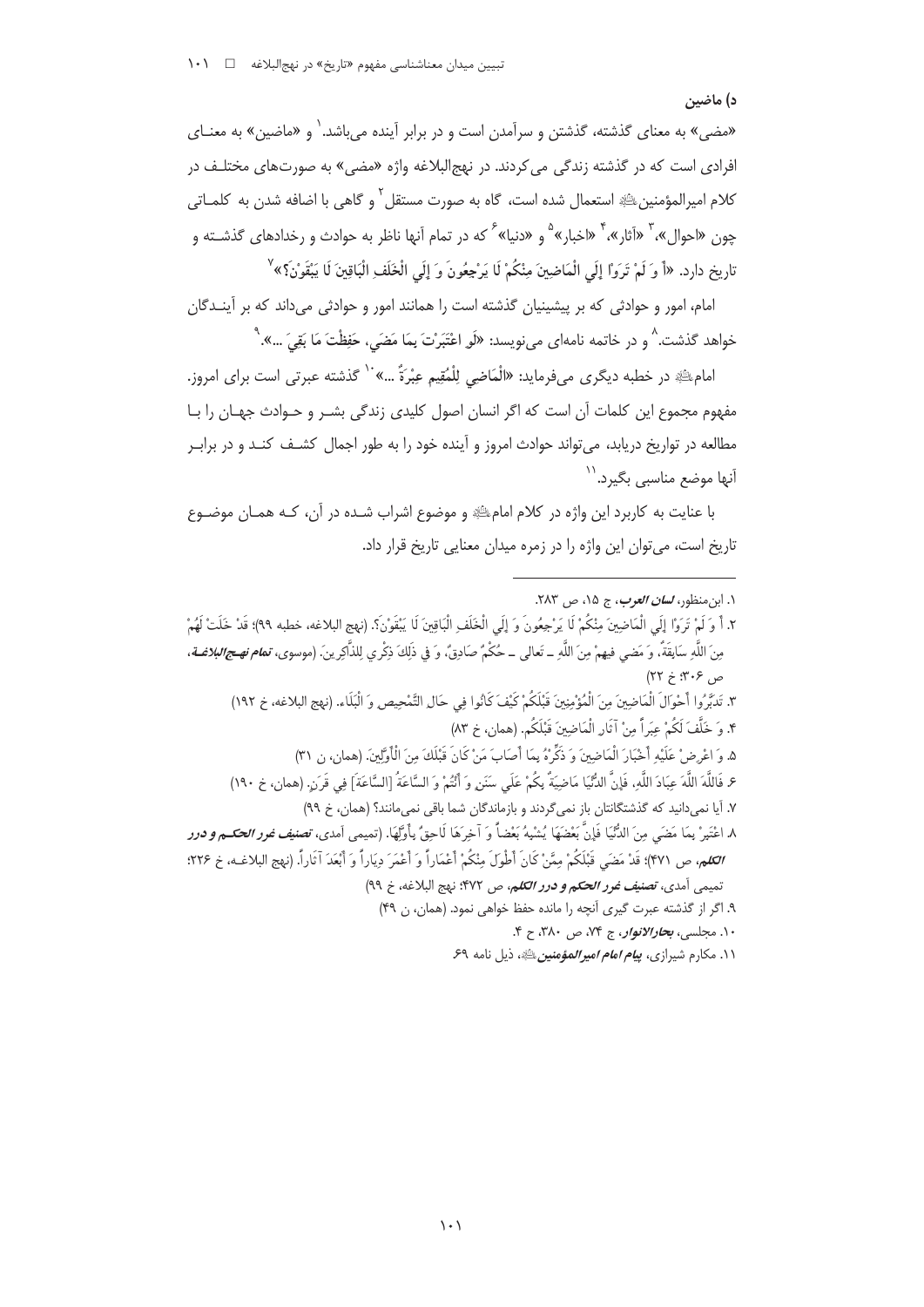### د) ماضین

«مضی» به معنای گذشته، گذشتن و سرآمدن است و در برابر آینده می‌باشد.[1] و «ماضین» به معنای افرادی است که در گذشته زندگی می‌کردند. در نهج‌البلاغه واژه «مضی» به صورت‌های مختلف در کلام امیرالمؤمنین علیه السلام استعمال شده است، گاه به صورت مستقل[2] و گاهی با اضافه شدن به کلماتی چون «احوال»،[3] «آثار»،[4] «اخبار»[5] و «دنیا»[6] که در تمام آنها ناظر به حوادث و رخدادهای گذشته و تاریخ دارد. «أَ وَ لَمْ تَرَوْا إِلَى الْمَاضِينَ مِنْكُمْ لَا يَرْجِعُونَ وَ إِلَى الْخَلَفِ الْبَاقِينَ لَا يَبْقَوْنَ؟»[7]

امام، امور و حوادثی که بر پیشینیان گذشته است را همانند امور و حوادثی می‌داند که بر آیندگان خواهد گذشت.[8] و در خاتمه نامه‌ای می‌نویسد: «لَوِ اعْتَبَرْتَ بِمَا مَضَى، حَفِظْتَ مَا بَقِيَ ...».[9]

امام علیه السلام در خطبه دیگری می‌فرماید: «الْمَاضِي لِلْمُقِيمِ عِبْرَةٌ ...»[10] گذشته عبرتی است برای امروز. مفهوم مجموع این کلمات آن است که اگر انسان اصول کلیدی زندگی بشر و حوادث جهان را با مطالعه در تواریخ دریابد، می‌تواند حوادث امروز و آینده خود را به طور اجمال کشف کند و در برابر آنها موضع مناسبی بگیرد.[11]

با عنایت به کاربرد این واژه در کلام امام علیه السلام و موضوع اشراب شده در آن، که همان موضوع تاریخ است، می‌توان این واژه را در زمره میدان معنایی تاریخ قرار داد.

---

۱. ابن‌منظور، *لسان العرب*، ج ۱۵، ص ۲۸۳.

۲. أَ وَ لَمْ تَرَوْا إِلَى الْمَاضِينَ مِنْكُمْ لَا يَرْجِعُونَ وَ إِلَى الْخَلَفِ الْبَاقِينَ لَا يَبْقَوْنَ؟. (نهج البلاغه، خطبه ۹۹)؛ قَدْ خَلَتْ لَهُمْ مِنَ اللَّهِ سَابِقَةٌ، وَ مَضَى فِيهِمْ مِنَ اللَّهِ ـ تَعالى ـ حُكْمٌ صَادِقٌ، وَ فِي ذَلِكَ ذِكْرَى لِلذَّاكِرِينَ. (موسوی، *تمام نهج‌البلاغة*، ص ۳۰۶؛ خ ۲۲)

۳. تَدَبَّرُوا أَحْوَالَ الْمَاضِينَ مِنَ الْمُؤْمِنِينَ قَبْلَكُمْ كَيْفَ كَانُوا فِي حَالِ التَّمْحِيصِ وَ الْبَلَاءِ. (نهج البلاغه، خ ۱۹۲)

۴. وَ خَلَّفَ لَكُمْ عِبَراً مِنْ آثَارِ الْمَاضِينَ قَبْلَكُم. (همان، خ ۸۳)

۵. وَ اعْرِضْ عَلَيْهِ أَخْبَارَ الْمَاضِينَ وَ ذَكِّرْهُ بِمَا أَصَابَ مَنْ كَانَ قَبْلَكَ مِنَ الْأَوَّلِينَ. (همان، ن ۳۱)

۶. فَاللَّهَ اللَّهَ عِبَادَ اللَّهِ، فَإِنَّ الدُّنْيَا مَاضِيَةٌ بِكُمْ عَلَى سَنَنٍ وَ أَنْتُمْ وَ السَّاعَةُ [السَّاعَةَ] فِي قَرَنٍ. (همان، خ ۱۹۰)

۷. آیا نمی‌دانید که گذشتگانتان باز نمی‌گردند و بازماندگان شما باقی نمی‌مانند؟ (همان، خ ۹۹)

۸. اعْتَبِرْ بِمَا مَضَى مِنَ الدُّنْيَا فَإِنَّ بَعْضَهَا يُشْبِهُ بَعْضاً وَ آخِرَهَا لَاحِقٌ بِأَوَّلِهَا. (تمیمی آمدی، *تصنیف غرر الحکم و درر الکلم*، ص ۴۷۱)؛ قَدْ مَضَى قَبْلَكُمْ مِمَّنْ كَانَ أَطْوَلَ مِنْكُمْ أَعْمَاراً وَ أَعْمَرَ دِيَاراً وَ أَبْعَدَ آثَاراً. (نهج البلاغه، خ ۲۲۶؛ تمیمی آمدی، *تصنیف غرر الحکم و درر الکلم*، ص ۴۷۲؛ نهج البلاغه، خ ۹۹)

۹. اگر از گذشته عبرت گیری آنچه را مانده حفظ خواهی نمود. (همان، ن ۴۹)

۱۰. مجلسی، *بحارالانوار*، ج ۷۴، ص ۳۸۰، ح ۴.

۱۱. مکارم شیرازی، *پیام امام امیرالمؤمنین علیه السلام*، ذیل نامه ۶۹.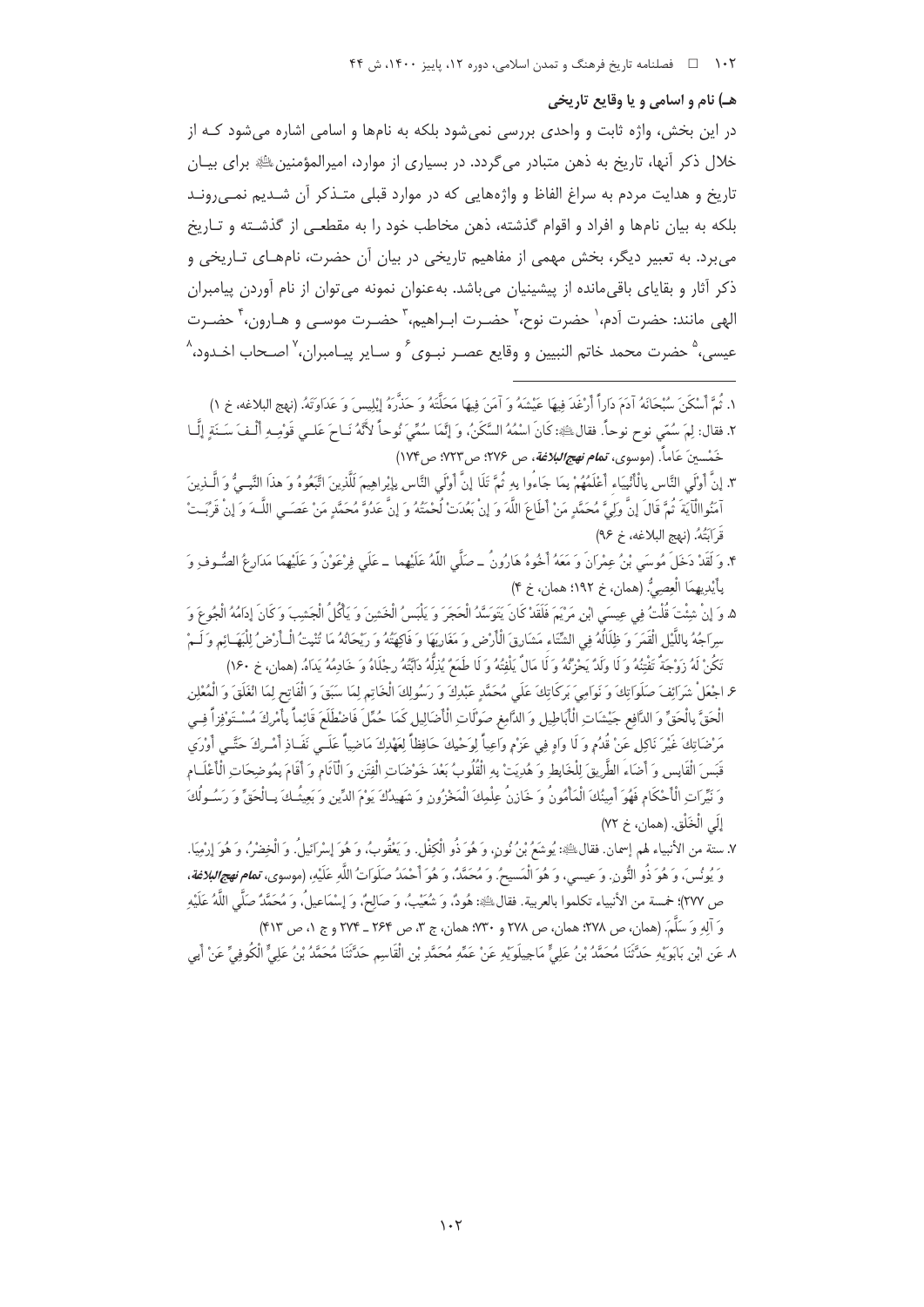### هـ) نام و اسامی و یا وقایع تاریخی

در این بخش، واژه ثابت و واحدی بررسی نمی‌شود بلکه به نام‌ها و اسامی اشاره می‌شود کـه از خلال ذکر آنها، تاریخ به ذهن متبادر می‌گردد. در بسیاری از موارد، امیرالمؤمنین علیه السلام برای بیـان تاریخ و هدایت مردم به سراغ الفاظ و واژه‌هایی که در موارد قبلی متـذکر آن شـدیم نمـی‌رونـد بلکه به بیان نام‌ها و افراد و اقوام گذشته، ذهن مخاطب خود را به مقطعـی از گذشـته و تـاریخ می‌برد. به تعبیر دیگر، بخش مهمی از مفاهیم تاریخی در بیان آن حضرت، نام‌هـای تـاریخی و ذکر آثار و بقایای باقی‌مانده از پیشینیان می‌باشد. به‌عنوان نمونه می‌توان از نام آوردن پیامبران الهی مانند: حضرت آدم،[1] حضرت نوح،[2] حضـرت ابـراهیم،[3] حضـرت موسـی و هـارون،[4] حضـرت عیسی،[5] حضرت محمد خاتم النبیین و وقایع عصـر نبـوی[6] و سـایر پیـامبران،[7] اصـحاب اخـدود،[8]

---

۱. ثُمَّ أَسْكَنَ سُبْحَانَهُ آدَمَ دَاراً أَرْغَدَ فِيهَا عَيْشَهُ وَ آمَنَ فِيهَا مَحَلَّتَهُ وَ حَذَّرَهُ إِبْلِيسَ وَ عَدَاوَتَهُ. (نهج البلاغه، خ ۱)

۲. فقال: لِمَ سُمّي نوح نوحاً. فقال علیه السلام: كَانَ اسْمُهُ السَّكَنُ، وَ إِنَّمَا سُمِّيَ نُوحاً لأَنَّهُ نَـاحَ عَلـي قَوْمِـهِ أَلْـفَ سَـنَةٍ إِلَّـا خَمْسِينَ عَاماً. (موسوی، *تمام نهج البلاغة*، ص ۲۷۶؛ ص۷۲۳؛ ص۱۷۴)

۳. إِنَّ أَوْلَي النَّاسِ بِالْأَنْبِيَاء أَعْلَمُهُمْ بِمَا جَاءُوا بِهِ ثُمَّ تَلَا إِنَّ أَوْلَي النَّاسِ بِإِبْراهِيمَ لَلَّذِينَ اتَّبَعُوهُ وَ هذَا النَّبِـيُّ وَ الَّـذِينَ آمَنُواالآيَةَ ثُمَّ قَالَ إِنَّ وَلِيَّ مُحَمَّدٍ مَنْ أَطَاعَ اللَّهَ وَ إِنْ بَعُدَتْ لُحْمَتُهُ وَ إِنَّ عَدُوَّ مُحَمَّدٍ مَنْ عَصَـي اللَّـهَ وَ إِنْ قَرُبَـتْ قَرَابَتُهُ. (نهج البلاغه، خ ۹۶)

۴. وَ لَقَدْ دَخَلَ مُوسَي بْنُ عِمْرَانَ وَ مَعَهُ أَخُوهُ هَارُونُ ـ صَلَّي اللَّهُ عَلَيْهِما ـ عَلَي فِرْعَوْنَ وَ عَلَيْهِمَا مَدَارِعُ الصُّـوفِ وَ بِأَيْدِيهِمَا الْعِصِيُّ. (همان، خ ۱۹۲؛ همان، خ ۴)

۵. وَ إِنْ شِئْتَ قُلْتُ فِي عِيسَي ابْنِ مَرْيَمَ فَلَقَدْ كَانَ يَتَوَسَّدُ الْحَجَرَ وَ يَلْبَسُ الْخَشِنَ وَ يَأْكُلُ الْجَشِبَ وَ كَانَ إِدَامُهُ الْجُوعَ وَ سِرَاجُهُ بِاللَّيْلِ الْقَمَرَ وَ ظِلَالُهُ فِي الشِّتَاء مَشَارِقَ الْأَرْضِ وَ مَغَارِبَهَا وَ فَاكِهَتُهُ وَ رَيْحَانُهُ مَا تُنْبِتُ الْـأَرْضُ لِلْبَهَـائِمِ وَ لَـمْ تَكُنْ لَهُ زَوْجَةٌ تَفْتِنُهُ وَ لَا وَلَدٌ يَحْزُنُهُ وَ لَا مَالٌ يَلْفِتُهُ وَ لَا طَمَعٌ يُذِلُّهُ دَابَّتُهُ رِجْلَاهُ وَ خَادِمُهُ يَدَاهُ. (همان، خ ۱۶۰)

۶. اجْعَلْ شَرَائِفَ صَلَوَاتِكَ وَ نَوَامِيَ بَرَكَاتِكَ عَلَي مُحَمَّدٍ عَبْدِكَ وَ رَسُولِكَ الْخَاتِمِ لِمَا سَبَقَ وَ الْفَاتِحِ لِمَا انْغَلَقَ وَ الْمُعْلِنِ الْحَقَّ بِالْحَقِّ وَ الدَّافِعِ جَيْشَاتِ الْأَبَاطِيلِ وَ الدَّامِغِ صَوْلَاتِ الْأَضَالِيلِ كَمَا حُمِّلَ فَاضْطَلَعَ قَائِماً بِأَمْرِكَ مُسْـتَوْفِزاً فِـي مَرْضَاتِكَ غَيْرَ نَاكِلٍ عَنْ قُدُمٍ وَ لَا وَاهٍ فِي عَزْمٍ وَاعِياً لِوَحْيِكَ حَافِظاً لِعَهْدِكَ مَاضِياً عَلَـي نَفَـاذِ أَمْـرِكَ حَتَّـي أَوْرَي قَبَسَ الْقَابِسِ وَ أَضَاءَ الطَّرِيقَ لِلْخَابِطِ وَ هُدِيَتْ بِهِ الْقُلُوبُ بَعْدَ خَوْضَاتِ الْفِتَنِ وَ الْآثَامِ وَ أَقَامَ بِمُوضِحَاتِ الْأَعْلَـامِ وَ نَيِّرَاتِ الْأَحْكَامِ فَهُوَ أَمِينُكَ الْمَأْمُونُ وَ خَازِنُ عِلْمِكَ الْمَخْزُونِ وَ شَهِيدُكَ يَوْمَ الدِّينِ وَ بَعِيثُـكَ بِـالْحَقِّ وَ رَسُـولُكَ إِلَي الْخَلْقِ. (همان، خ ۷۲)

۷. ستة من الأنبياء لهم إسمان. فقال علیه السلام: يُوشَعُ بْنُ نُونٍ، وَ هُوَ ذُو الْكِفْلِ. وَ يَعْقُوبُ، وَ هُوَ إِسْرَائِيلُ. وَ الْخِضْرُ، وَ هُوَ إِرْمِيَا. وَ يُونُسَ، وَ هُوَ ذُو النُّونِ. وَ عِيسي، وَ هُوَ الْمَسِيحُ. وَ مُحَمَّدٌ، وَ هُوَ أَحْمَدُ صَلَوَاتُ اللَّهِ عَلَيْهِ، (موسوی، *تمام نهج البلاغة*، ص ۲۷۷)؛ خمسة من الأنبياء تكلموا بالعربية. فقال علیه السلام: هُودٌ، وَ شُعَيْبٌ، وَ صَالِحٌ، وَ إِسْمَاعِيلُ، وَ مُحَمَّدٌ صَلَّي اللَّهُ عَلَيْهِ وَ آلِهِ وَ سَلَّمَ. (همان، ص ۲۷۸؛ همان، ص ۲۷۸ و ۷۳۰؛ همان، ج ۳، ص ۲۶۴ ـ ۲۷۴ و ج ۱، ص ۴۱۳)

۸. عَنِ ابْنِ بَابَوَيْهِ حَدَّثَنَا مُحَمَّدُ بْنُ عَلِيٍّ مَاجِيلَوَيْهِ عَنْ عَمِّهِ مُحَمَّدِ بْنِ الْقَاسِمِ حَدَّثَنَا مُحَمَّدُ بْنُ عَلِيٍّ الْكُوفِيُّ عَنْ أَبِي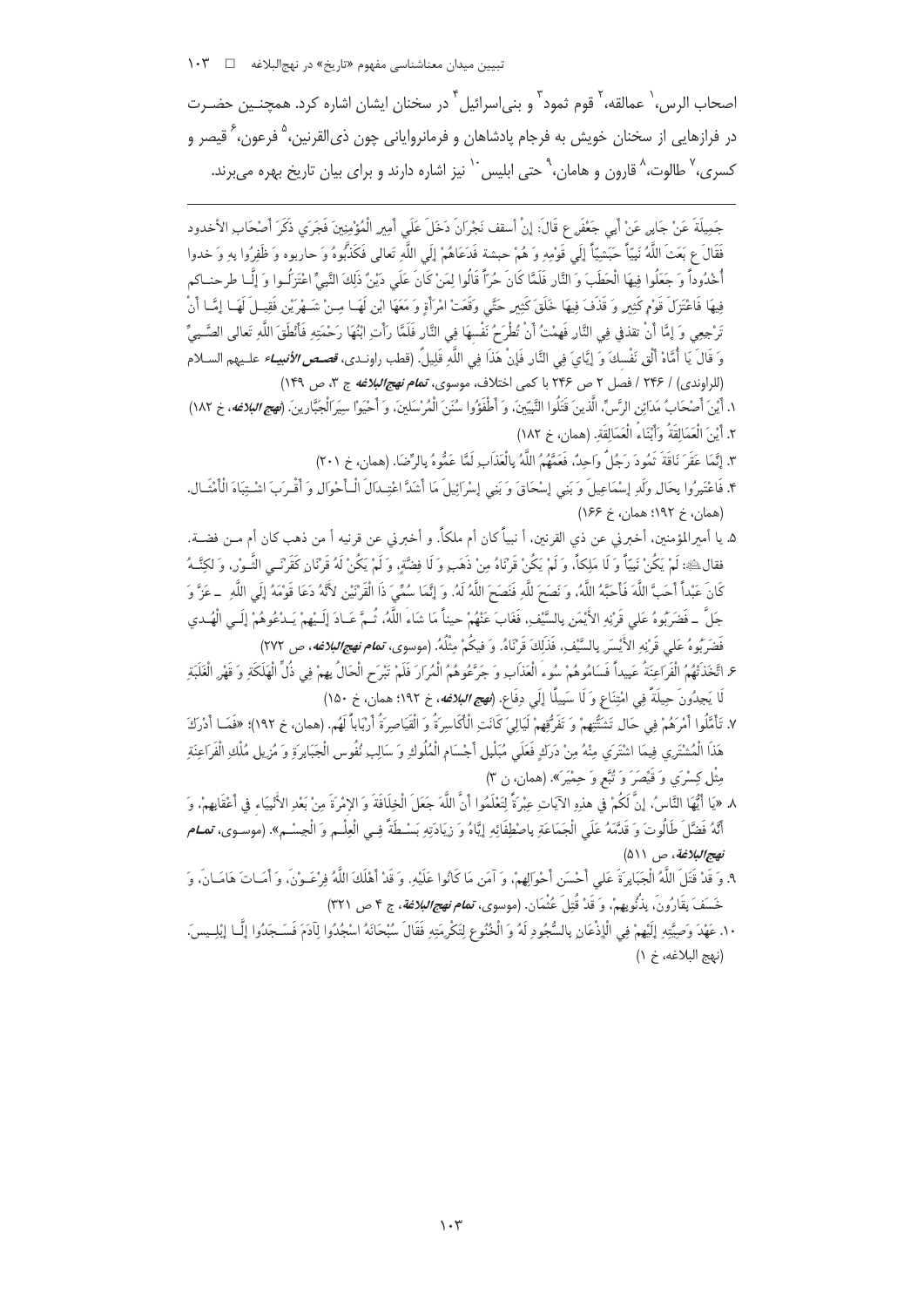اصحاب الرس،[1] عمالقه،[2] قوم ثمود[3] و بنی‌اسرائیل[4] در سخنان ایشان اشاره کرد. همچنین حضرت در فرازهایی از سخنان خویش به فرجام پادشاهان و فرمانروایانی چون ذی‌القرنین،[5] فرعون،[6] قیصر و کسری،[7] طالوت،[8] قارون و هامان،[9] حتی ابلیس[10] نیز اشاره دارند و برای بیان تاریخ بهره می‌برند.

---

جَمِيلَةَ عَنْ جَابِرٍ عَنْ أَبِي جَعْفَرٍ ع قَالَ: إِنَّ أسقف نَجْرَانَ دَخَلَ عَلَى أَمِيرِ الْمُؤْمِنِينَ فَجَرَى ذِكْرَ أَصْحَابِ الأخدود فَقَالَ ع بَعَثَ اللَّهُ نَبِيّاً حَبَشِيّاً إِلَى قَوْمِهِ وَ هُمْ حبشة فَدَعَاهُمْ إِلَى اللَّهِ تَعالى فَكَذَّبُوهُ وَ حاربوه وَ ظَفِرُوا بِهِ وَ خدوا أُخْدُوداً وَ جَعَلُوا فِيهَا الْحَطَبَ وَ النَّار فَلَمَّا كَانَ حَرّاً قَالُوا لِمَنْ كَانَ عَلَى دِيْنُ ذَلِكَ النَّبِيِّ اعْتَزِلُوا وَ إِلَّا طرحناكم فِيهَا فَاعْتَزَلَ قَوْمٌ كَثِيرٍ وَ قَذَفَ فِيهَا خَلْقَ كَثِيرٍ حَتَّى وَقَعَتْ امْرَأَةٍ وَ مَعَهَا ابْن لَهَا مِنْ شَهْرَيْنِ فَقِيلَ لَهَا إِمَّا أَنْ تَرْجِعِي وَ إِمَّا أَنْ تقذفي فِي النَّارِ فَهمَّتْ أَنْ تُطْرَحُ نَفْسهَا فِي النَّارِ فَلَمَّا رَأَتِ ابْنُهَا رَحِمَتِهِ فَأَنْطَقَ اللَّهِ تَعالى الصَّبِيٍّ وَ قَالَ يَا أُمَّاهُ أَلْقِ نَفْسكَ وَ إِيَّايَ فِي النَّارِ فَإِنَّ هَذَا فِي اللَّهِ قَلِيلٌ. (قطب راوندی، *قصص الأنبياء* علیهم السلام (للراوندی) / ۲۴۶ / فصل ۲ ص ۲۴۶ با کمی اختلاف، موسوی، *تمام نهج‌البلاغه* ج ۳، ص ۱۴۹)

۱. أَيْنَ أَصْحَابُ مَدَائِنِ الرَّسِّ الَّذِينَ قَتَلُوا النَّبِيِّينَ، وَ أَطْفَؤُوا سُنَنَ الْمُرْسَلِينَ، وَ أَحْيَوْا سِيَرَ الْجَبَّارِينَ. (*نهج البلاغه*، خ ۱۸۲)

۲. أَيْنَ الْعَمَالِقَةُ وَأَبْنَاءُ الْعَمَالِقَةِ. (همان، خ ۱۸۲)

۳. إِنَّمَا عَقَرَ نَاقَةَ ثَمُودَ رَجُلٌ وَاحِدٌ، فَعَمَّهُمُ اللَّهُ بِالْعَذَابِ لَمَّا عَمُّوهُ بِالرِّضَا. (همان، خ ۲۰۱)

۴. فَاعْتَبِرُوا بِحَالِ وَلَدِ إِسْمَاعِيلَ وَ بَنِي إِسْحَاقَ وَ بَنِي إِسْرَائِيلَ مَا أَشَدَّ اعْتِدَالَ الْأَحْوَالِ وَ أَقْرَبَ اشْتِبَاهَ الْأَمْثَالِ. (همان، خ ۱۹۲؛ همان، خ ۱۶۶)

۵. يا أميرالمؤمنين، أخبرني عن ذي القرنين، أ نبياً كان أم ملكاً. و أخبرني عن قرنيه أ من ذهب كان أم مـن فضـة. فقال ﷺ: لَمْ يَكُنْ نَبِيّاً وَ لَا مَلِكاً، وَ لَمْ يَكُنْ قَرْنَاهُ مِنْ ذَهَبٍ وَ لَا فِضَّةٍ، وَ لَمْ يَكُنْ لَهُ قَرْنَانِ كَقَرْنَيِ الثَّوْرِ، وَ لكِنَّهُ كَانَ عَبْداً أَحَبَّ اللَّهَ فَأَحَبَّهُ اللَّهُ، وَ نَصَحَ لِلَّهِ فَنَصَحَ اللَّهُ لَهُ. وَ إِنَّمَا سُمِّيَ ذَا الْقَرْنَيْنِ لأَنَّهُ دَعَا قَوْمَهُ إِلَى اللَّهِ ـ عَزَّ وَ جَلَّ ـ فَضَرَبُوهُ عَلَى قَرْنِهِ الأَيْمَنِ بِالسَّيْفِ، فَغَابَ عَنْهُمْ حيناً مَا شَاءَ اللَّهُ، ثُمَّ عَادَ إِلَيْهِمْ يَدْعُوهُمْ إِلَى الْهُدى فَضَرَبُوهُ عَلَى قَرْنِهِ الأَيْسَرِ بِالسَّيْفِ، فَذلِكَ قَرْنَاهُ. وَ فيكُمْ مِثْلُهُ. (موسوی، *تمام نهج‌البلاغه*، ص ۲۷۲)

۶. اتَّخَذَتْهُمُ الْفَرَاعِنَةُ عَبِيداً فَسَامُوهُمْ سُوءَ الْعَذَابِ وَ جَرَّعُوهُمُ الْمُرَارَ فَلَمْ تَبْرَحِ الْحَالُ بِهِمْ فِي ذُلِّ الْهَلَكَةِ وَ قَهْرِ الْغَلَبَةِ لَا يَجِدُونَ حِيلَةً فِي امْتِنَاعٍ وَ لَا سَبِيلًا إِلَى دِفَاعٍ. (*نهج البلاغه*، خ ۱۹۲؛ همان، خ ۱۵۰)

۷. تَأَمَّلُوا أَمْرَهُمْ فِي حَالِ تَشَتُّتِهِمْ وَ تَفَرُّقِهِمْ لَيَالِيَ كَانَتِ الْأَكَاسِرَةُ وَ الْقَيَاصِرَةُ أَرْبَاباً لَهُم. (همان، خ ۱۹۲)؛ «فَمَا أَدْرَكَ هَذَا الْمُشْتَرِي فِيمَا اشْتَرَى مِنْهُ مِنْ دَرَكٍ فَعَلَى مُبْلِيلِ أَجْسَامِ الْمُلُوكِ وَ سَالِبِ نُفُوسِ الْجَبَابِرَةِ وَ مُزِيلِ مُلْكِ الْفَرَاعِنَةِ مِثْلِ كِسْرَى وَ قَيْصَرَ وَ تُبَّعٍ وَ حِمْيَرَ». (همان، ن ۳)

۸. «يَا أَيُّهَا النَّاسُ، إِنَّ لَكُمْ فِي هذِهِ الآيَاتِ عِبْرَةً لِتَعْلَمُوا أَنَّ اللَّهَ جَعَلَ الْخِلَافَةَ وَ الإِمْرَةَ مِنْ بَعْدِ الأَنْبِيَاءِ فِي أَعْقَابِهِمْ، وَ أَنَّهُ فَضَّلَ طَالُوتَ وَ قَدَّمَهُ عَلَى الْجَمَاعَةِ بِاصْطِفَائِهِ إِيَّاهُ وَ زِيَادَتِهِ بَسْطَةً فِي الْعِلْمِ وَ الْجِسْمِ». (موسوی، *تمام نهج‌البلاغة*، ص ۵۱۱)

۹. وَ قَدْ قَتَلَ اللَّهُ الْجَبَابِرَةَ عَلَى أَحْسَنِ أَحْوَالِهِمْ، وَ آمَنِ مَا كَانُوا عَلَيْهِ. وَ قَدْ أَهْلَكَ اللَّهُ فِرْعَوْنَ، وَ أَمَاتَ هَامَانَ، وَ خَسَفَ بِقَارُونَ، بِذُنُوبِهِمْ. وَ قَدْ قُتِلَ عُثْمَان. (موسوی، *تمام نهج‌البلاغة*، ج ۴ ص ۳۲۱)

۱۰. عَهْدَ وَصِيَّتِهِ إِلَيْهِمْ فِي الْإِذْعَانِ بِالسُّجُودِ لَهُ وَ الْخُنُوعِ لِتَكْرِمَتِهِ فَقَالَ سُبْحَانَهُ اسْجُدُوا لِآدَمَ فَسَجَدُوا إِلَّا إِبْلِيسَ. (نهج البلاغه، خ ۱)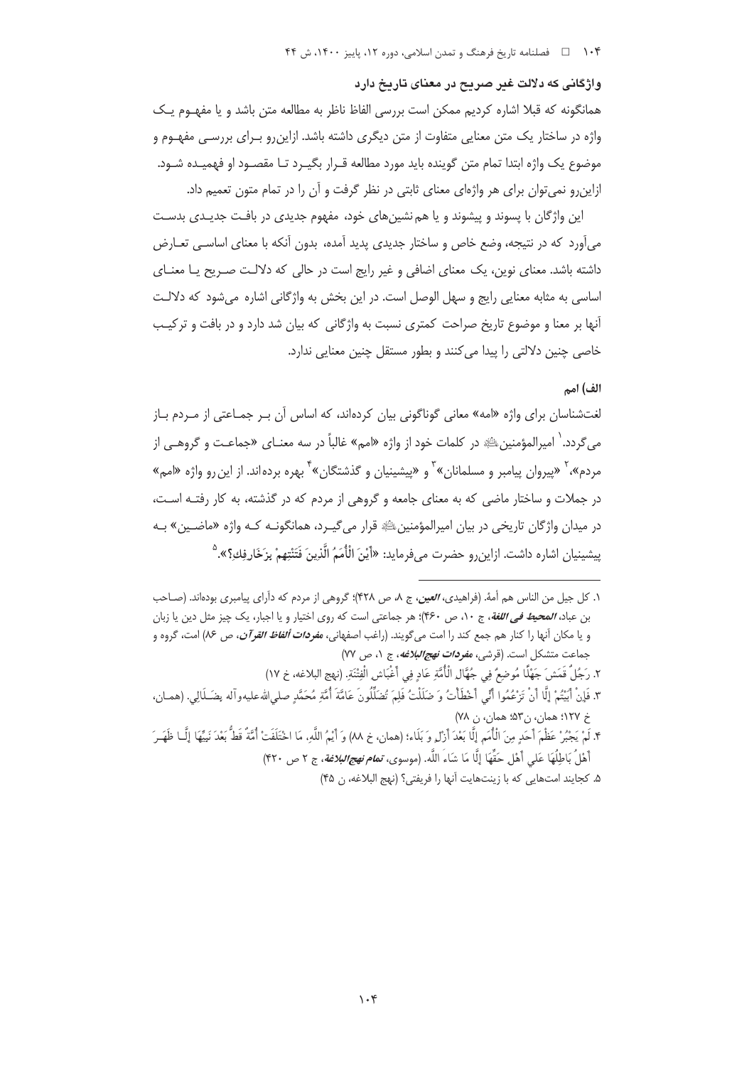### واژگانی که دلالت غیر صریح در معنای تاریخ دارد

همانگونه که قبلا اشاره کردیم ممکن است بررسی الفاظ ناظر به مطالعه متن باشد و یا مفهـوم یـک واژه در ساختار یک متن معنایی متفاوت از متن دیگری داشته باشد. ازاین‌رو بـرای بررسـی مفهـوم و موضوع یک واژه ابتدا تمام متن گوینده باید مورد مطالعه قـرار بگیـرد تـا مقصـود او فهمیـده شـود. ازاین‌رو نمی‌توان برای هر واژه‌ای معنای ثابتی در نظر گرفت و آن را در تمام متون تعمیم داد.

این واژگان با پسوند و پیشوند و یا هم‌نشین‌های خود، مفهوم جدیدی در بافـت جدیـدی بدسـت می‌آورد که در نتیجه، وضع خاص و ساختار جدیدی پدید آمده، بدون آنکه با معنای اساسـی تعـارض داشته باشد. معنای نوین، یک معنای اضافی و غیر رایج است در حالی که دلالـت صـریح یـا معنـای اساسی به مثابه معنایی رایج و سهل الوصل است. در این بخش به واژگانی اشاره می‌شود که دلالـت آنها بر معنا و موضوع تاریخ صراحت کمتری نسبت به واژگانی که بیان شد دارد و در بافت و ترکیـب خاصی چنین دلالتی را پیدا می‌کنند و بطور مستقل چنین معنایی ندارد.

#### الف) امم

لغت‌شناسان برای واژه «امه» معانی گوناگونی بیان کرده‌اند، که اساس آن بـر جمـاعتی از مـردم بـاز می‌گردد.[1] امیرالمؤمنین‌علیه‌السلام در کلمات خود از واژه «امم» غالباً در سه معنـای «جماعـت و گروهـی از مردم»،[2] «پیروان پیامبر و مسلمانان»[3] و «پیشینیان و گذشتگان»[4] بهره برده‌اند. از این‌رو واژه «امم» در جملات و ساختار ماضی که به معنای جامعه و گروهی از مردم که در گذشته، به کار رفتـه اسـت، در میدان واژگان تاریخی در بیان امیرالمؤمنین‌علیه‌السلام قرار می‌گیـرد، همانگونـه کـه واژه «ماضـین» بـه پیشینیان اشاره داشت. ازاین‌رو حضرت می‌فرماید: «أَیْنَ الْأُمَمُ الَّذِینَ فَتَنْتِهِمْ بِزَخَارِفِکِ؟».[5]

---

۱. کل جیل من الناس هم أمة. (فراهیدی، ***العین***، ج ۸، ص ۴۲۸)؛ گروهی از مردم که دارای پیامبری بوده‌اند. (صـاحب بن عباد، ***المحیط فی اللغة***، ج ۱۰، ص ۴۶۰)؛ هر جماعتی است که روی اختیار و یا اجبار، یک چیز مثل دین یا زبان و یا مکان آنها را کنار هم جمع کند را امت می‌گویند. (راغب اصفهانی، ***مفردات ألفاظ القرآن***، ص ۸۶) امت، گروه و جماعت متشکل است. (قرشی، ***مفردات نهج‌البلاغه***، ج ۱، ص ۷۷)

۲. رَجُلٌ قَمَشَ جَهْلًا مُوضِعٌ فِي جُهَّالِ الْأُمَّةِ عَادٍ فِي أَغْبَاشِ الْفِتْنَةِ. (نهج البلاغه، خ ۱۷)

۳. فَإِنْ أَبَیْتُمْ إِلَّا أَنْ تَزْعُمُوا أَنِّي أَخْطَأْتُ وَ ضَلَلْتُ فَلِمَ تُضَلِّلُونَ عَامَّةَ أُمَّةِ مُحَمَّدٍ صلی‌الله‌علیه‌وآله بِضَـلَالِي. (همـان، خ ۱۲۷؛ همان، ن۵۳؛ همان، ن ۷۸)

۴. لَمْ یَجْبُرْ عَظْمَ أَحَدٍ مِنَ الْأُمَمِ إِلَّا بَعْدَ أَزْلٍ وَ بَلَاءٍ؛ (همان، خ ۸۸) وَ أَیْمُ اللَّهِ، مَا اخْتَلَفَتْ أُمَّةٌ قَطُّ بَعْدَ نَبِیِّهَا إِلَّـا ظَهَـرَ أَهْلُ بَاطِلِهَا عَلَی أَهْلِ حَقِّهَا إِلَّا مَا شَاءَ اللَّه. (موسوی، ***تمام نهج‌البلاغة***، ج ۲ ص ۴۲۰)

۵. کجایند امت‌هایی که با زینت‌هایت آنها را فریفتی؟ (نهج البلاغه، ن ۴۵)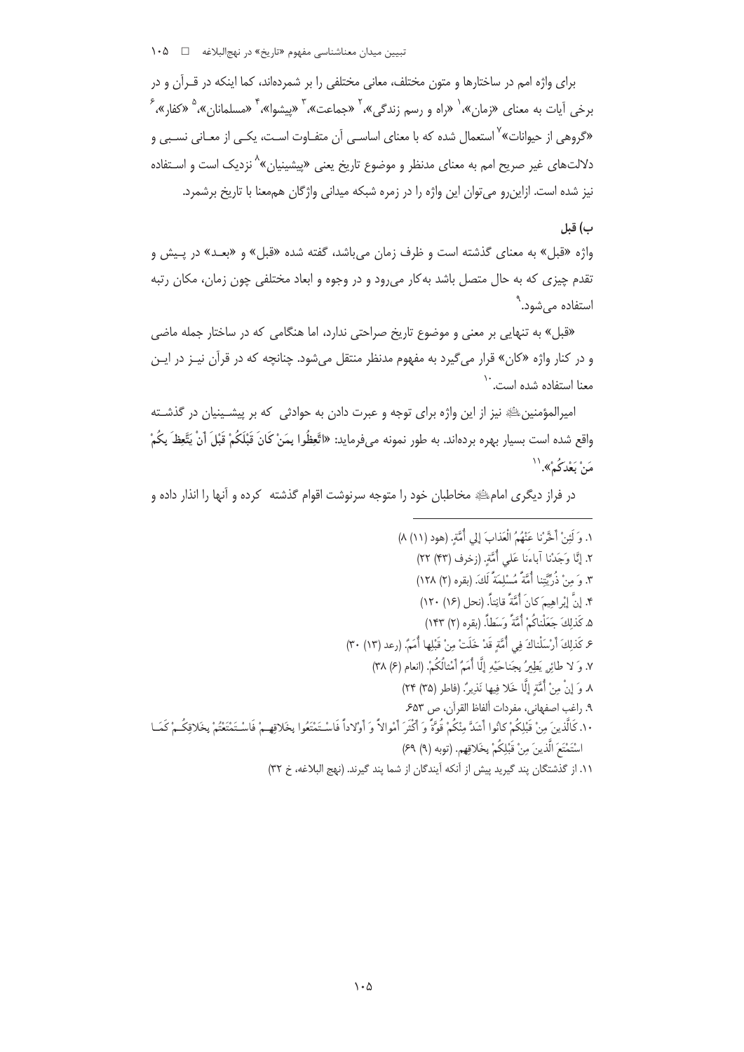برای واژه امم در ساختارها و متون مختلف، معانی مختلفی را بر شمرده‌اند، کما اینکه در قـرآن و در برخی آیات به معنای «زمان»،[1] «راه و رسم زندگی»،[2] «جماعت»،[3] «پیشوا»،[4] «مسلمانان»،[5] «کفار»،[6] «گروهی از حیوانات»[7] استعمال شده که با معنای اساسـی آن متفـاوت اسـت، یکـی از معـانی نسـبی و دلالت‌های غیر صریح امم به معنای مدنظر و موضوع تاریخ یعنی «پیشینیان»[8] نزدیک است و اسـتفاده نیز شده است. ازاین‌رو می‌توان این واژه را در زمره شبکه میدانی واژگان هم‌معنا با تاریخ برشمرد.

## ب) قبل

واژه «قبل» به معنای گذشته است و ظرف زمان می‌باشد، گفته شده «قبل» و «بعـد» در پـیش و تقدم چیزی که به حال متصل باشد به‌کار می‌رود و در وجوه و ابعاد مختلفی چون زمان، مکان رتبه استفاده می‌شود.[9]

«قبل» به تنهایی بر معنی و موضوع تاریخ صراحتی ندارد، اما هنگامی که در ساختار جمله ماضی و در کنار واژه «کان» قرار می‌گیرد به مفهوم مدنظر منتقل می‌شود. چنانچه که در قرآن نیـز در ایـن معنا استفاده شده است.[10]

امیرالمؤمنین‌ﷺ نیز از این واژه برای توجه و عبرت دادن به حوادثی که بر پیشـینیان در گذشـته واقع شده است بسیار بهره برده‌اند. به طور نمونه می‌فرماید: «**اتَّعِظُوا بِمَنْ كَانَ قَبْلَكُمْ قَبْلَ أَنْ يَتَّعِظَ بِكُمْ مَنْ بَعْدَكُمْ**».[11]

در فراز دیگری امام‌ﷺ مخاطبان خود را متوجه سرنوشت اقوام گذشته کرده و آنها را انذار داده و

---

۱. وَ لَئِنْ أَخَّرْنا عَنْهُمُ الْعَذابَ إِلي أُمَّةٍ. (هود (۱۱) ۸)

۲. إِنَّا وَجَدْنا آباءَنا عَلي أُمَّةٍ. (زخرف (۴۳) ۲۲)

۳. وَ مِنْ ذُرِّيَّتِنا أُمَّةً مُسْلِمَةً لَكَ. (بقره (۲) ۱۲۸)

۴. إِنَّ إِبْراهِيمَ كانَ أُمَّةً قانِتاً. (نحل (۱۶) ۱۲۰)

۵. كَذلِكَ جَعَلْناكُمْ أُمَّةً وَسَطاً. (بقره (۲) ۱۴۳)

۶. كَذلِكَ أَرْسَلْناكَ فِي أُمَّةٍ قَدْ خَلَتْ مِنْ قَبْلِها أُمَمٌ. (رعد (۱۳) ۳۰)

۷. وَ لا طائِرٍ يَطِيرُ بِجَناحَيْهِ إِلَّا أُمَمٌ أَمْثالُكُمْ. (انعام (۶) ۳۸)

۸. وَ إِنْ مِنْ أُمَّةٍ إِلَّا خَلا فِيها نَذِيرٌ. (فاطر (۳۵) ۲۴)

۹. راغب اصفهانی، مفردات ألفاظ القرآن، ص ۶۵۳.

۱۰. كَالَّذِينَ مِنْ قَبْلِكُمْ كانُوا أَشَدَّ مِنْكُمْ قُوَّةً وَ أَكْثَرَ أَمْوالاً وَ أَوْلاداً فَاسْتَمْتَعُوا بِخَلاقِهِمْ فَاسْتَمْتَعْتُمْ بِخَلاقِكُمْ كَمَا اسْتَمْتَعَ الَّذِينَ مِنْ قَبْلِكُمْ بِخَلاقِهِم. (توبه (۹) ۶۹)

۱۱. از گذشتگان پند گیرید پیش از آنکه آیندگان از شما پند گیرند. (نهج البلاغه، خ ۳۲)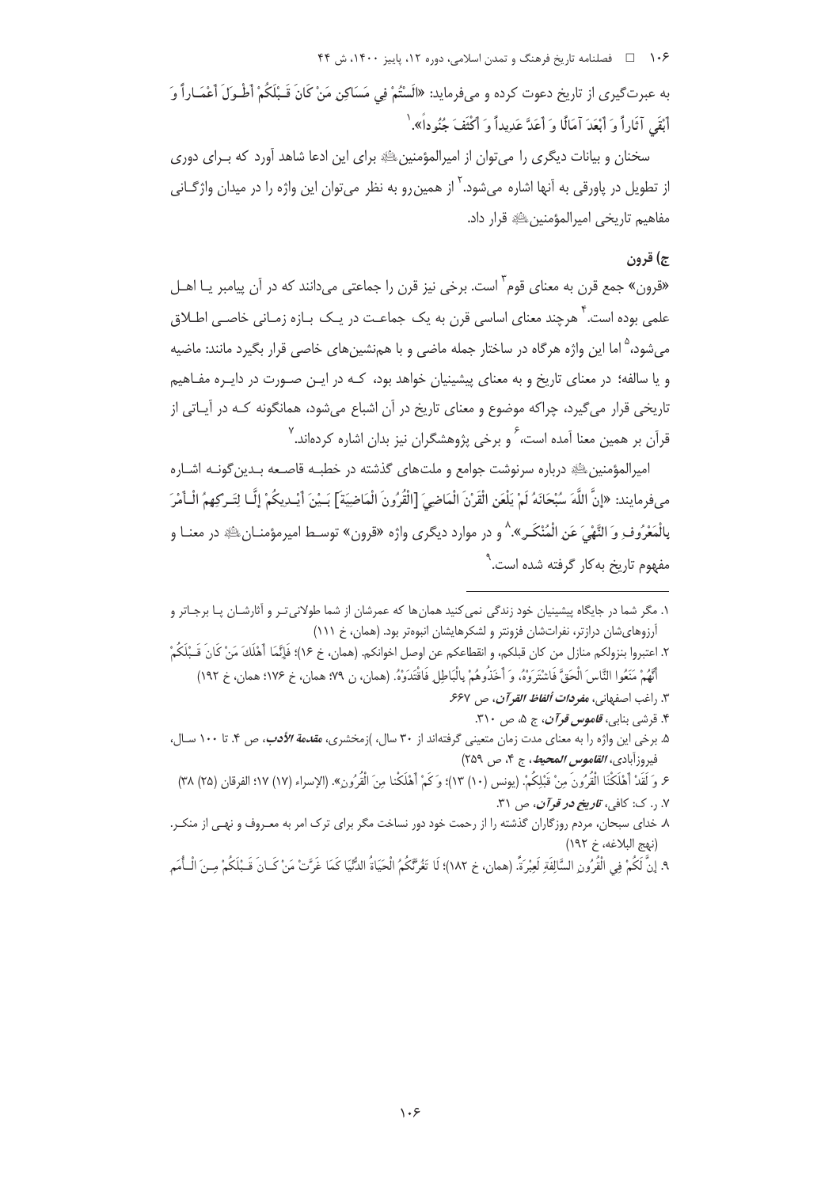به عبرت‌گیری از تاریخ دعوت کرده و می‌فرماید: «اَلَسْتُمْ فِي مَسَاكِنِ مَنْ كَانَ قَبْلَكُمْ أَطْوَلَ أَعْمَاراً وَ أَبْقَى آثَاراً وَ أَبْعَدَ آمَالًا وَ أَعَدَّ عَدِيداً وَ أَكْثَفَ جُنُوداً».[1]

سخنان و بیانات دیگری را می‌توان از امیرالمؤمنین﷣ برای این ادعا شاهد آورد که بـرای دوری از تطویل در پاورقی به آنها اشاره می‌شود.[2] از همین‌رو به نظر می‌توان این واژه را در میدان واژگـانی مفاهیم تاریخی امیرالمؤمنین﷣ قرار داد.

### ج) قرون

«قرون» جمع قرن به معنای قوم[3] است. برخی نیز قرن را جماعتی می‌دانند که در آن پیامبر یـا اهـل علمی بوده است.[4] هرچند معنای اساسی قرن به یک جماعـت در یـک بـازه زمـانی خاصـی اطـلاق می‌شود،[5] اما این واژه هرگاه در ساختار جمله ماضی و با هم‌نشین‌های خاصی قرار بگیرد مانند: ماضیه و یا سالفه؛ در معنای تاریخ و به معنای پیشینیان خواهد بود، کـه در ایـن صـورت در دایـره مفـاهیم تاریخی قرار می‌گیرد، چراکه موضوع و معنای تاریخ در آن اشباع می‌شود، همانگونه کـه در آیـاتی از قرآن بر همین معنا آمده است،[6] و برخی پژوهشگران نیز بدان اشاره کرده‌اند.[7]

امیرالمؤمنین﷣ درباره سرنوشت جوامع و ملت‌های گذشته در خطبـه قاصـعه بـدین‌گونـه اشـاره می‌فرمایند: «إِنَّ اللَّهَ سُبْحَانَهُ لَمْ يَلْعَنِ الْقَرْنَ الْمَاضِيَ [الْقُرُونَ الْمَاضِيَةَ] بَيْنَ أَيْدِيكُمْ إِلَّا لِتَرْكِهِمُ الْأَمْرَ بِالْمَعْرُوفِ وَ النَّهْيَ عَنِ الْمُنْكَرِ».[8] و در موارد دیگری واژه «قرون» توسـط امیرمؤمنـان﷣ در معنـا و مفهوم تاریخ به‌کار گرفته شده است.[9]

---

1. مگر شما در جایگاه پیشینیان خود زندگی نمی‌کنید همان‌ها که عمرشان از شما طولانی‌تـر و آثارشـان پـا برجـاتر و آرزوهای‌شان درازتر، نفرات‌شان فزونتر و لشکرهایشان انبوه‌تر بود. (همان، خ ۱۱۱)
2. اعتبروا بنزولكم منازل من كان قبلكم، و انقطاعكم عن اوصل اخوانكم. (همان، خ ۱۶)؛ فَإِنَّمَا أَهْلَكَ مَنْ كَانَ قَبْلَكُمْ أَنَّهُمْ مَنَعُوا النَّاسَ الْحَقَّ فَاشْتَرَوْهُ، وَ أَخَذُوهُمْ بِالْبَاطِلِ فَاقْتَدَوْهُ. (همان، ن ۷۹؛ همان، خ ۱۷۶؛ همان، خ ۱۹۲)
3. راغب اصفهانی، *مفردات ألفاظ القرآن*، ص ۶۶۷.
4. قرشی بنابی، *قاموس قرآن*، ج ۵، ص ۳۱۰.
5. برخی این واژه را به معنای مدت زمان متعینی گرفته‌اند از ۳۰ سال، (زمخشری، *مقدمة الأدب*، ص ۴. تا ۱۰۰ سـال، فیروزآبادی، *القاموس المحیط*، ج ۴، ص ۲۵۹)
6. وَ لَقَدْ أَهْلَكْنَا الْقُرُونَ مِنْ قَبْلِكُمْ. (یونس (۱۰) ۱۳)؛ وَ كَمْ أَهْلَكْنَا مِنَ الْقُرُونِ». (الإسراء (۱۷) ۱۷؛ الفرقان (۲۵) ۳۸)
7. ر. ک: کافی، *تاریخ در قرآن*، ص ۳۱.
8. خدای سبحان، مردم روزگاران گذشته را از رحمت خود دور نساخت مگر برای ترک امر به معـروف و نهـی از منکـر. (نهج البلاغه، خ ۱۹۲)
9. إِنَّ لَكُمْ فِي الْقُرُونِ السَّالِفَةِ لَعِبْرَةً. (همان، خ ۱۸۲)؛ لَا تَغُرَّنَّكُمُ الْحَيَاةُ الدُّنْيَا كَمَا غَرَّتْ مَنْ كَانَ قَبْلَكُمْ مِنَ الْأُمَمِ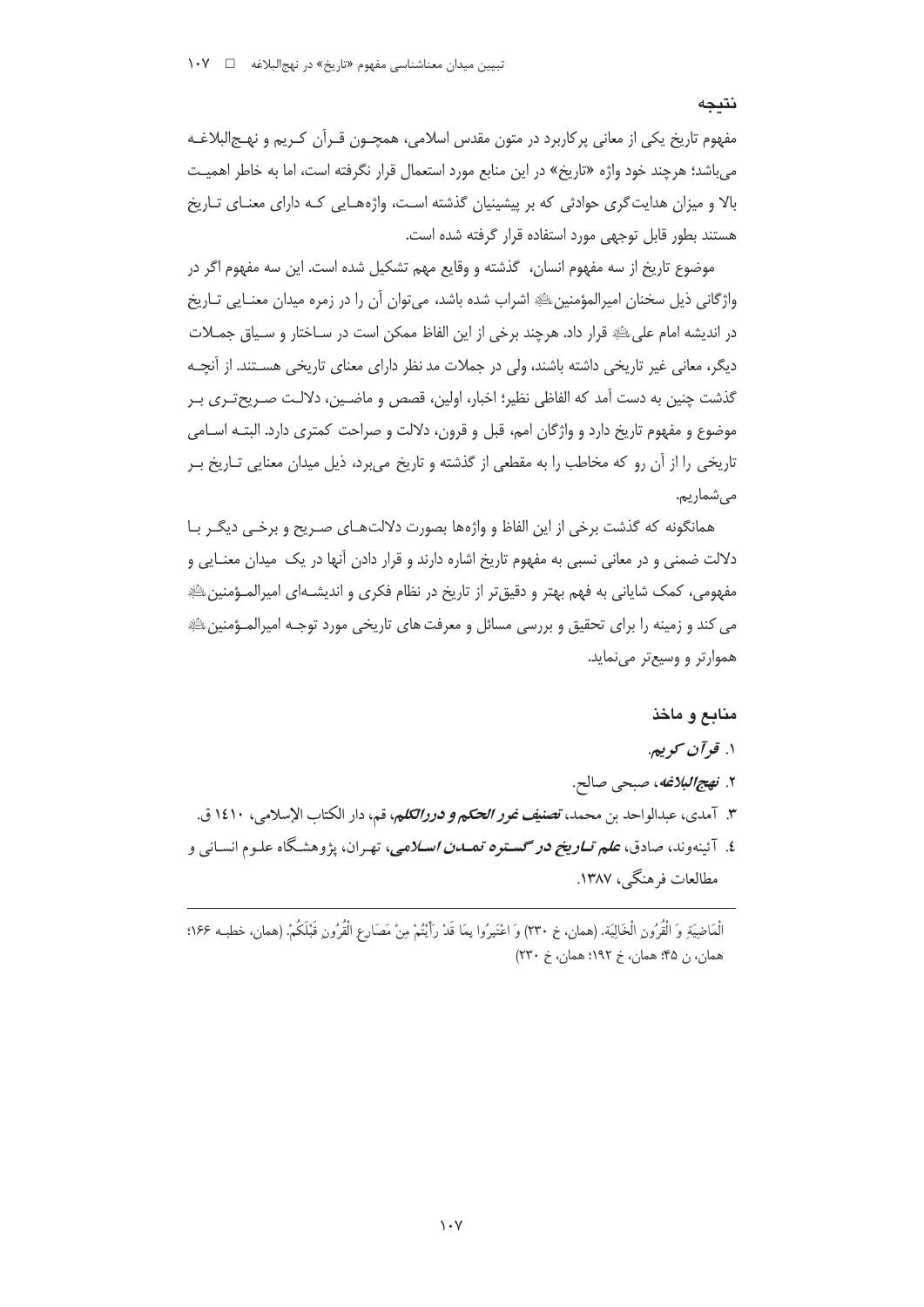## نتیجه

مفهوم تاریخ یکی از معانی پرکاربرد در متون مقدس اسلامی، همچـون قـرآن کـریم و نهـج‌البلاغـه می‌باشد؛ هرچند خود واژه «تاریخ» در این منابع مورد استعمال قرار نگرفته است، اما به خاطر اهمیـت بالا و میزان هدایت‌گری حوادثی که بر پیشینیان گذشته اسـت، واژه‌هـایی کـه دارای معنـای تـاریخ هستند بطور قابل توجهی مورد استفاده قرار گرفته شده است.

موضوع تاریخ از سه مفهوم انسان، گذشته و وقایع مهم تشکیل شده است. این سه مفهوم اگر در واژگانی ذیل سخنان امیرالمؤمنین علیه‌السلام اشراب شده باشد، می‌توان آن را در زمره میدان معنـایی تـاریخ در اندیشه امام علی علیه‌السلام قرار داد. هرچند برخی از این الفاظ ممکن است در سـاختار و سـیاق جمـلات دیگر، معانی غیر تاریخی داشته باشند، ولی در جملات مد نظر دارای معنای تاریخی هسـتند. از آنچـه گذشت چنین به دست آمد که الفاظی نظیر؛ اخبار، اولین، قصص و ماضـین، دلالـت صـریح‌تـری بـر موضوع و مفهوم تاریخ دارد و واژگان امم، قبل و قرون، دلالت و صراحت کمتری دارد. البتـه اسـامی تاریخی را از آن رو که مخاطب را به مقطعی از گذشته و تاریخ می‌برد، ذیل میدان معنایی تـاریخ بـر می‌شماریم.

همانگونه که گذشت برخی از این الفاظ و واژه‌ها بصورت دلالت‌هـای صـریح و برخـی دیگـر بـا دلالت ضمنی و در معانی نسبی به مفهوم تاریخ اشاره دارند و قرار دادن آنها در یک میدان معنـایی و مفهومی، کمک شایانی به فهم بهتر و دقیق‌تر از تاریخ در نظام فکری و اندیشـه‌ای امیرالمـؤمنین علیه‌السلام می کند و زمینه را برای تحقیق و بررسی مسائل و معرفت های تاریخی مورد توجـه امیرالمـؤمنین علیه‌السلام هموارتر و وسیع‌تر می‌نماید.

## منابع و ماخذ

۱. *قرآن کریم*.

۲. *نهج‌البلاغه*، صبحی صالح.

۳. آمدی، عبدالواحد بن محمد، *تصنیف غرر الحکم و درر الکلم*، قم، دار الکتاب الإسلامی، ۱٤۱۰ ق.

٤. آئینه‌وند، صادق، *علم تـاریخ در گسـتره تمـدن اسـلامی*، تهـران، پژوهشـگاه علـوم انسـانی و مطالعات فرهنگی، ۱۳۸۷.

---

الْمَاضِیَةِ وَ الْقُرُونِ الْخَالِیَةِ. (همان، خ ۲۳۰) وَ اعْتَبِرُوا بِمَا قَدْ رَأَیْتُمْ مِنْ مَصَارِعِ الْقُرُونِ قَبْلَکُمْ. (همان، خطبـه ۱۶۶؛ همان، ن ۴۵؛ همان، خ ۱۹۲؛ همان، خ ۲۳۰)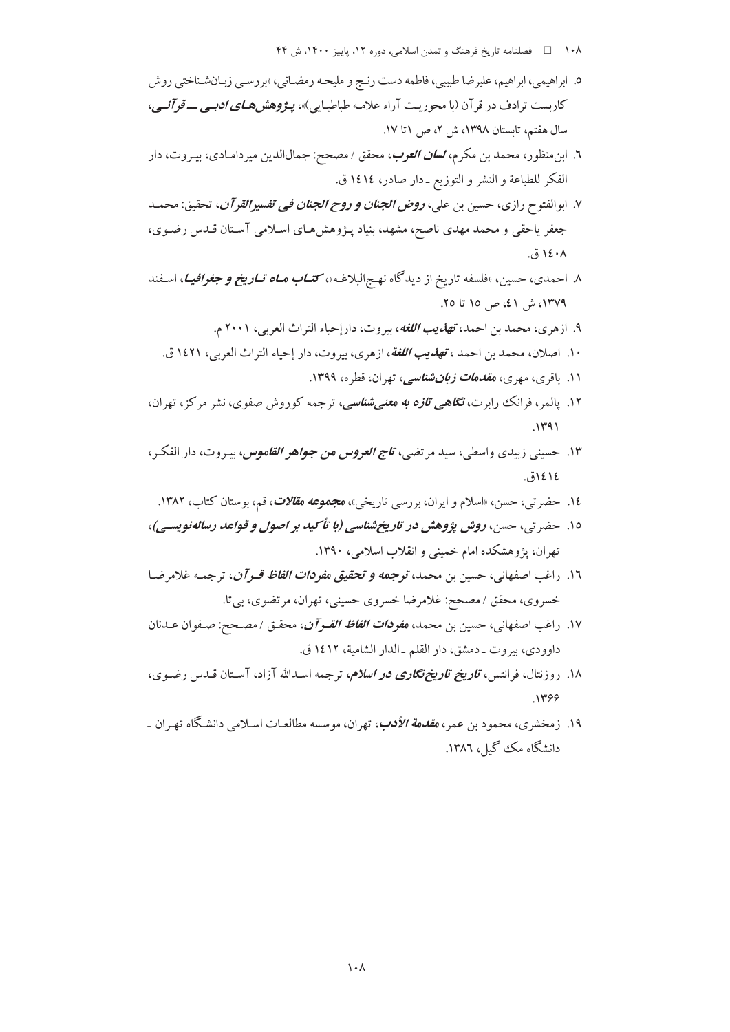٥. ابراهیمی، ابراهیم، علیرضا طیبی، فاطمه دست رنج و ملیحه رمضانی، «بررسی زبان‌شناختی روش کاربست ترادف در قرآن (با محوریت آراء علامه طباطبایی)»، ***پژوهش‌های ادبی ــ قرآنی***، سال هفتم، تابستان ۱۳۹۸، ش ۲، ص ۱تا ۱۷.

٦. ابن‌منظور، محمد بن مکرم، ***لسان العرب***، محقق / مصحح: جمال‌الدین میردامادی، بیروت، دار الفکر للطباعة و النشر و التوزیع ـ دار صادر، ١٤١٤ ق.

٧. ابوالفتوح رازی، حسین بن علی، ***روض الجنان و روح الجنان فی تفسیرالقرآن***، تحقیق: محمد جعفر یاحقی و محمد مهدی ناصح، مشهد، بنیاد پژوهش‌های اسلامی آستان قدس رضوی، ١٤٠٨ ق.

٨. احمدی، حسین، «فلسفه تاریخ از دیدگاه نهج‌البلاغه»، ***کتاب ماه تاریخ و جغرافیا***، اسفند ۱۳۷۹، ش ٤١، ص ۱۵ تا ۲۵.

٩. ازهری، محمد بن احمد، ***تهذیب اللغه***، بیروت، دارإحیاء التراث العربی، ۲۰۰۱ م.

١٠. اصلان، محمد بن احمد ، ***تهذیب اللغة***، ازهری، بیروت، دار إحیاء التراث العربی، ١٤٢١ ق.

١١. باقری، مهری، ***مقدمات زبان‌شناسی***، تهران، قطره، ۱۳۹۹.

١٢. پالمر، فرانک رابرت، ***نگاهی تازه به معنی‌شناسی***، ترجمه کوروش صفوی، نشر مرکز، تهران، ۱۳۹۱.

١٣. حسینی زبیدی واسطی، سید مرتضی، ***تاج العروس من جواهر القاموس***، بیروت، دار الفکر، ١٤١٤ق.

١٤. حضرتی، حسن، «اسلام و ایران، بررسی تاریخی»، ***مجموعه مقالات***، قم، بوستان کتاب، ۱۳۸۲.

١٥. حضرتی، حسن، ***روش پژوهش در تاریخ‌شناسی (با تأکید بر اصول و قواعد رساله‌نویسی)***، تهران، پژوهشکده امام خمینی و انقلاب اسلامی، ۱۳۹۰.

١٦. راغب اصفهانی، حسین بن محمد، ***ترجمه و تحقیق مفردات الفاظ قرآن***، ترجمه غلامرضا خسروی، محقق / مصحح: غلامرضا خسروی حسینی، تهران، مرتضوی، بی‌تا.

١٧. راغب اصفهانی، حسین بن محمد، ***مفردات الفاظ القرآن***، محقق / مصحح: صفوان عدنان داوودی، بیروت ـ دمشق، دار القلم ـ الدار الشامیة، ١٤١٢ ق.

١٨. روزنتال، فرانتس، ***تاریخ تاریخ‌نگاری در اسلام***، ترجمه اسدالله آزاد، آستان قدس رضوی، ۱۳۶۶.

١٩. زمخشری، محمود بن عمر، ***مقدمة الأدب***، تهران، موسسه مطالعات اسلامی دانشگاه تهران ـ دانشگاه مک گیل، ١٣٨٦.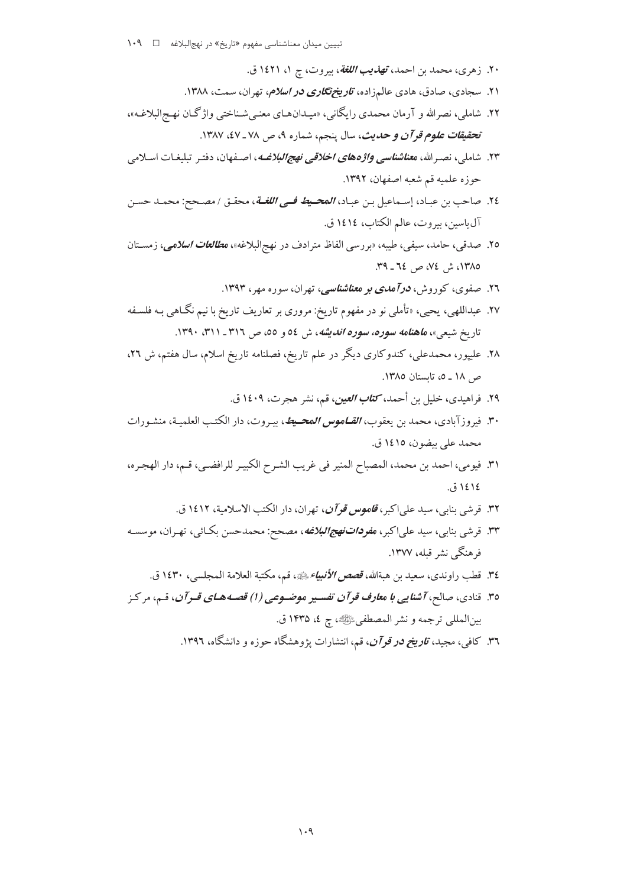۲۰. زهری، محمد بن احمد، ***تهذیب اللغة***، بیروت، چ ۱، ۱۴۲۱ ق.

۲۱. سجادی، صادق، هادی عالم‌زاده، ***تاریخ‌نگاری در اسلام***، تهران، سمت، ۱۳۸۸.

۲۲. شاملی، نصرالله و آرمان محمدی رایگانی، «میدان‌های معنی‌شناختی واژگان نهج‌البلاغه»، ***تحقیقات علوم قرآن و حدیث***، سال پنجم، شماره ۹، ص ۷۸ ـ ۴۷، ۱۳۸۷.

۲۳. شاملی، نصرالله، ***معناشناسی واژه‌های اخلاقی نهج‌البلاغه***، اصفهان، دفتر تبلیغات اسلامی حوزه علمیه قم شعبه اصفهان، ۱۳۹۲.

۲۴. صاحب بن عباد، إسماعیل بن عباد، ***المحیط فی اللغة***، محقق / مصحح: محمد حسن آل‌یاسین، بیروت، عالم الکتاب، ۱۴۱۴ ق.

۲۵. صدقی، حامد، سیفی، طیبه، «بررسی الفاظ مترادف در نهج‌البلاغه»، ***مطالعات اسلامی***، زمستان ۱۳۸۵، ش ۷۴، ص ۶۴ ـ ۳۹.

۲۶. صفوی، کوروش، ***درآمدی بر معناشناسی***، تهران، سوره مهر، ۱۳۹۳.

۲۷. عبداللهی، یحیی، «تأملی نو در مفهوم تاریخ: مروری بر تعاریف تاریخ با نیم نگاهی به فلسفه تاریخ شیعی»، ***ماهنامه سوره، سوره اندیشه***، ش ۵۴ و ۵۵، ص ۳۱۶ ـ ۳۱۱، ۱۳۹۰.

۲۸. علیپور، محمدعلی، کندوکاری دیگر در علم تاریخ، فصلنامه تاریخ اسلام، سال هفتم، ش ۲۶، ص ۱۸ ـ ۵، تابستان ۱۳۸۵.

۲۹. فراهیدی، خلیل بن أحمد، ***کتاب العین***، قم، نشر هجرت، ۱۴۰۹ ق.

۳۰. فیروزآبادی، محمد بن یعقوب، ***القاموس المحیط***، بیروت، دار الکتب العلمیة، منشورات محمد علی بیضون، ۱۴۱۵ ق.

۳۱. فیومی، احمد بن محمد، المصباح المنیر فی غریب الشرح الکبیر للرافضی، قم، دار الهجره، ۱۴۱۴ ق.

۳۲. قرشی بنابی، سید علی‌اکبر، ***قاموس قرآن***، تهران، دار الکتب الاسلامیة، ۱۴۱۲ ق.

۳۳. قرشی بنابی، سید علی‌اکبر، ***مفردات‌نهج‌البلاغه***، مصحح: محمدحسن بکائی، تهران، موسسه فرهنگی نشر قبله، ۱۳۷۷.

۳۴. قطب راوندی، سعید بن هبةالله، ***قصص الأنبیاء***ﷺ، قم، مکتبة العلامة المجلسی، ۱۴۳۰ ق.

۳۵. قنادی، صالح، ***آشنایی با معارف قرآن تفسیر موضوعی (۱) قصه‌های قرآن***، قم، مرکز بین‌المللی ترجمه و نشر المصطفیﷺ، چ ۴، ۱۴۳۵ ق.

۳۶. کافی، مجید، ***تاریخ در قرآن***، قم، انتشارات پژوهشگاه حوزه و دانشگاه، ۱۳۹۶.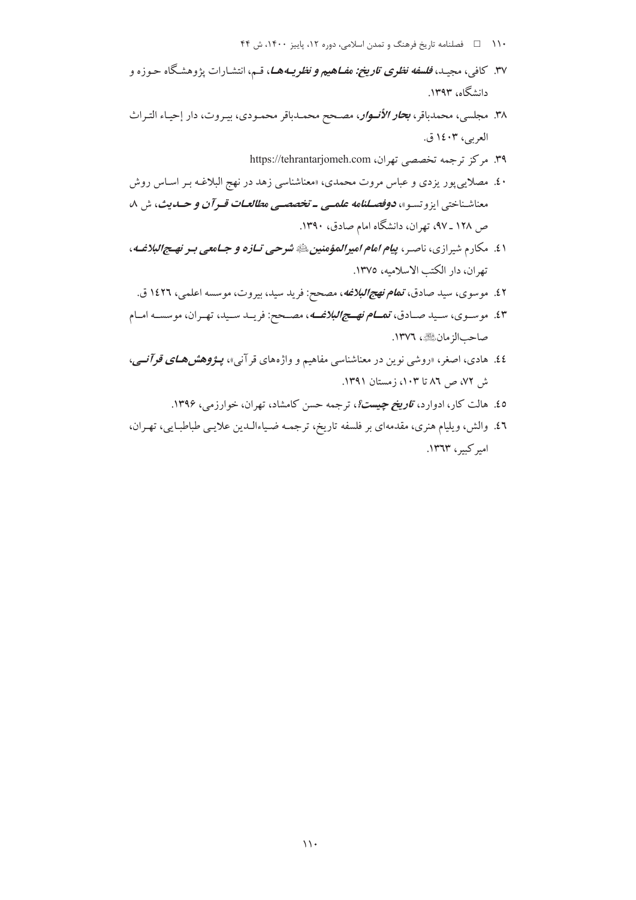۳۷. کافی، مجید، ***فلسفه نظری تاریخ: مفاهیم و نظریه‌ها***، قم، انتشارات پژوهشگاه حوزه و دانشگاه، ۱۳۹۳.

۳۸. مجلسی، محمدباقر، ***بحار الأنوار***، مصحح محمدباقر محمودی، بیروت، دار إحیاء التراث العربی، ۱٤۰۳ ق.

۳۹. مرکز ترجمه تخصصی تهران، https://tehrantarjomeh.com

٤۰. مصلایی‌پور یزدی و عباس مروت محمدی، «معناشناسی زهد در نهج البلاغه بر اساس روش معناشناختی ایزوتسو»، ***دوفصلنامه علمی ـ تخصصی مطالعات قرآن و حدیث***، ش ۸ ص ۱۲۸ ـ ۹۷، تهران، دانشگاه امام صادق، ۱۳۹۰.

٤۱. مکارم شیرازی، ناصر، ***پیام امام امیرالمؤمنین علیه السلام شرحی تازه و جامعی بر نهج‌البلاغه***، تهران، دار الکتب الاسلامیه، ۱۳۷۵.

٤۲. موسوی، سید صادق، ***تمام نهج‌البلاغه***، مصحح: فرید سید، بیروت، موسسه اعلمی، ۱٤۲٦ ق.

٤۳. موسوی، سید صادق، ***تمام نهج‌البلاغه***، مصحح: فرید سید، تهران، موسسه امام صاحب‌الزمان عجل الله تعالی فرجه، ۱۳۷٦.

٤٤. هادی، اصغر، «روشی نوین در معناشناسی مفاهیم و واژه‌های قرآنی»، ***پژوهش‌های قرآنی***، ش ۷۲، ص ۸٦ تا ۱۰۳، زمستان ۱۳۹۱.

٤٥. هالت کار، ادوارد، ***تاریخ چیست؟***، ترجمه حسن کامشاد، تهران، خوارزمی، ۱۳۹۶.

٤٦. والش، ویلیام هنری، مقدمه‌ای بر فلسفه تاریخ، ترجمه ضیاءالدین علایی طباطبایی، تهران، امیرکبیر، ۱۳٦۳.